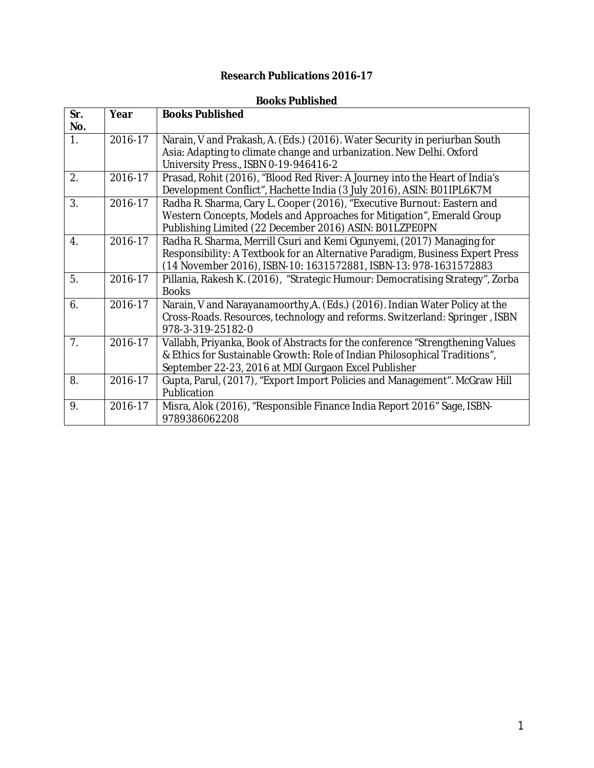# Research Publications 2016-17

## Books Published

| Sr. No. | Year | Books Published |
|---|---|---|
| 1. | 2016-17 | Narain, V and Prakash, A. (Eds.) (2016). Water Security in periurban South Asia: Adapting to climate change and urbanization. New Delhi. Oxford University Press., ISBN 0-19-946416-2 |
| 2. | 2016-17 | Prasad, Rohit (2016), "Blood Red River: A Journey into the Heart of India's Development Conflict", Hachette India (3 July 2016), ASIN: B01IPL6K7M |
| 3. | 2016-17 | Radha R. Sharma, Cary L. Cooper (2016), "Executive Burnout: Eastern and Western Concepts, Models and Approaches for Mitigation", Emerald Group Publishing Limited (22 December 2016) ASIN: B01LZPE0PN |
| 4. | 2016-17 | Radha R. Sharma, Merrill Csuri and Kemi Ogunyemi, (2017) Managing for Responsibility: A Textbook for an Alternative Paradigm, Business Expert Press (14 November 2016), ISBN-10: 1631572881, ISBN-13: 978-1631572883 |
| 5. | 2016-17 | Pillania, Rakesh K. (2016), "Strategic Humour: Democratising Strategy", Zorba Books |
| 6. | 2016-17 | Narain, V and Narayanamoorthy,A. (Eds.) (2016). Indian Water Policy at the Cross-Roads. Resources, technology and reforms. Switzerland: Springer , ISBN 978-3-319-25182-0 |
| 7. | 2016-17 | Vallabh, Priyanka, Book of Abstracts for the conference "Strengthening Values & Ethics for Sustainable Growth: Role of Indian Philosophical Traditions", September 22-23, 2016 at MDI Gurgaon Excel Publisher |
| 8. | 2016-17 | Gupta, Parul, (2017), "Export Import Policies and Management". McGraw Hill Publication |
| 9. | 2016-17 | Misra, Alok (2016), "Responsible Finance India Report 2016" Sage, ISBN-9789386062208 |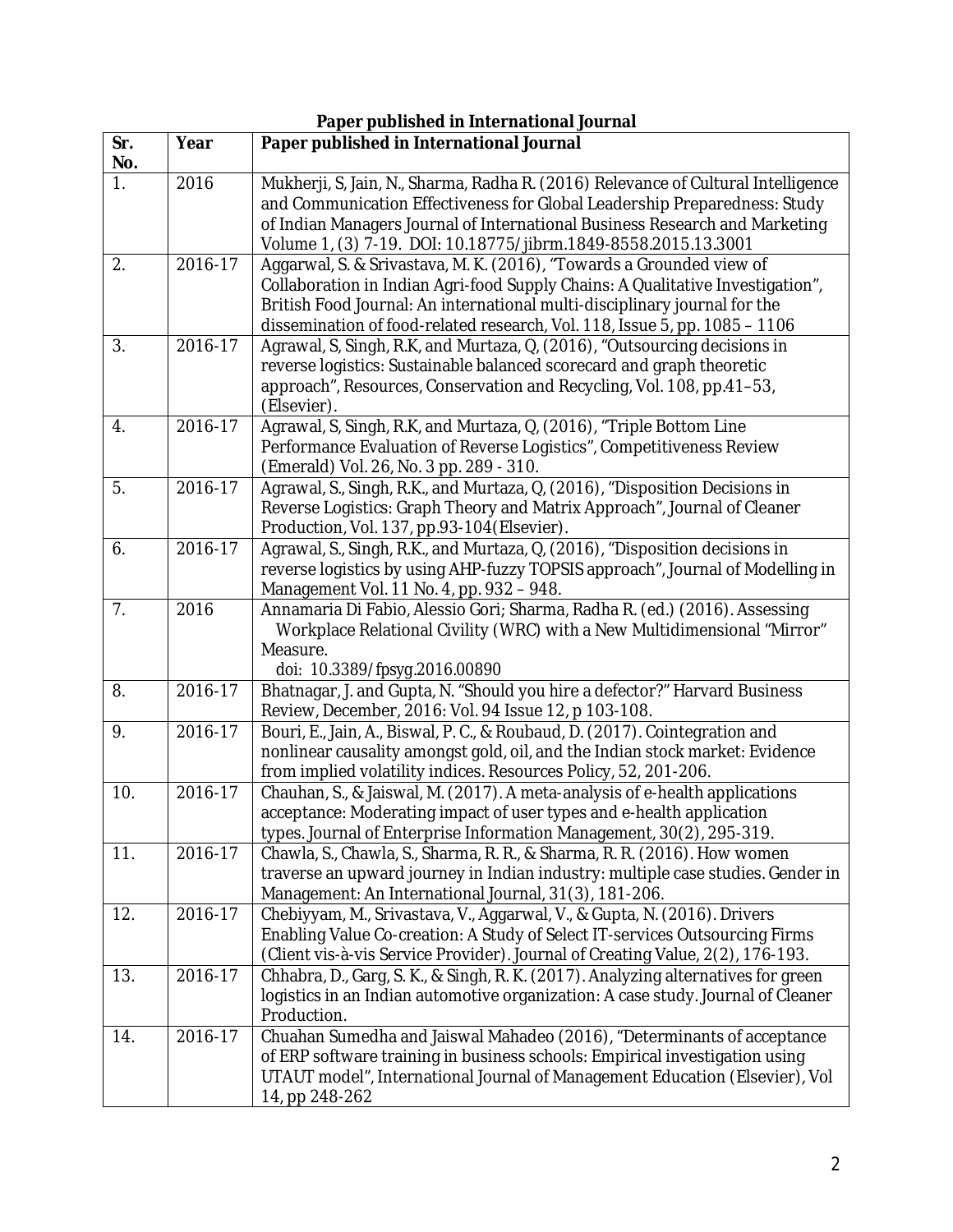**Paper published in International Journal**

| Sr. No. | Year | Paper published in International Journal |
|---|---|---|
| 1. | 2016 | Mukherji, S, Jain, N., Sharma, Radha R. (2016) Relevance of Cultural Intelligence and Communication Effectiveness for Global Leadership Preparedness: Study of Indian Managers Journal of International Business Research and Marketing Volume 1, (3) 7-19. DOI: 10.18775/jibrm.1849-8558.2015.13.3001 |
| 2. | 2016-17 | Aggarwal, S. & Srivastava, M. K. (2016), "Towards a Grounded view of Collaboration in Indian Agri-food Supply Chains: A Qualitative Investigation", British Food Journal: An international multi-disciplinary journal for the dissemination of food-related research, Vol. 118, Issue 5, pp. 1085 – 1106 |
| 3. | 2016-17 | Agrawal, S, Singh, R.K, and Murtaza, Q, (2016), "Outsourcing decisions in reverse logistics: Sustainable balanced scorecard and graph theoretic approach", Resources, Conservation and Recycling, Vol. 108, pp.41–53, (Elsevier). |
| 4. | 2016-17 | Agrawal, S, Singh, R.K, and Murtaza, Q, (2016), "Triple Bottom Line Performance Evaluation of Reverse Logistics", Competitiveness Review (Emerald) Vol. 26, No. 3 pp. 289 - 310. |
| 5. | 2016-17 | Agrawal, S., Singh, R.K., and Murtaza, Q, (2016), "Disposition Decisions in Reverse Logistics: Graph Theory and Matrix Approach", Journal of Cleaner Production, Vol. 137, pp.93-104(Elsevier). |
| 6. | 2016-17 | Agrawal, S., Singh, R.K., and Murtaza, Q, (2016), "Disposition decisions in reverse logistics by using AHP-fuzzy TOPSIS approach", Journal of Modelling in Management Vol. 11 No. 4, pp. 932 – 948. |
| 7. | 2016 | Annamaria Di Fabio, Alessio Gori; Sharma, Radha R. (ed.) (2016). Assessing Workplace Relational Civility (WRC) with a New Multidimensional "Mirror" Measure. doi: 10.3389/fpsyg.2016.00890 |
| 8. | 2016-17 | Bhatnagar, J. and Gupta, N. "Should you hire a defector?" Harvard Business Review, December, 2016: Vol. 94 Issue 12, p 103-108. |
| 9. | 2016-17 | Bouri, E., Jain, A., Biswal, P. C., & Roubaud, D. (2017). Cointegration and nonlinear causality amongst gold, oil, and the Indian stock market: Evidence from implied volatility indices. Resources Policy, 52, 201-206. |
| 10. | 2016-17 | Chauhan, S., & Jaiswal, M. (2017). A meta-analysis of e-health applications acceptance: Moderating impact of user types and e-health application types. Journal of Enterprise Information Management, 30(2), 295-319. |
| 11. | 2016-17 | Chawla, S., Chawla, S., Sharma, R. R., & Sharma, R. R. (2016). How women traverse an upward journey in Indian industry: multiple case studies. Gender in Management: An International Journal, 31(3), 181-206. |
| 12. | 2016-17 | Chebiyyam, M., Srivastava, V., Aggarwal, V., & Gupta, N. (2016). Drivers Enabling Value Co-creation: A Study of Select IT-services Outsourcing Firms (Client vis-à-vis Service Provider). Journal of Creating Value, 2(2), 176-193. |
| 13. | 2016-17 | Chhabra, D., Garg, S. K., & Singh, R. K. (2017). Analyzing alternatives for green logistics in an Indian automotive organization: A case study. Journal of Cleaner Production. |
| 14. | 2016-17 | Chuahan Sumedha and Jaiswal Mahadeo (2016), "Determinants of acceptance of ERP software training in business schools: Empirical investigation using UTAUT model", International Journal of Management Education (Elsevier), Vol 14, pp 248-262 |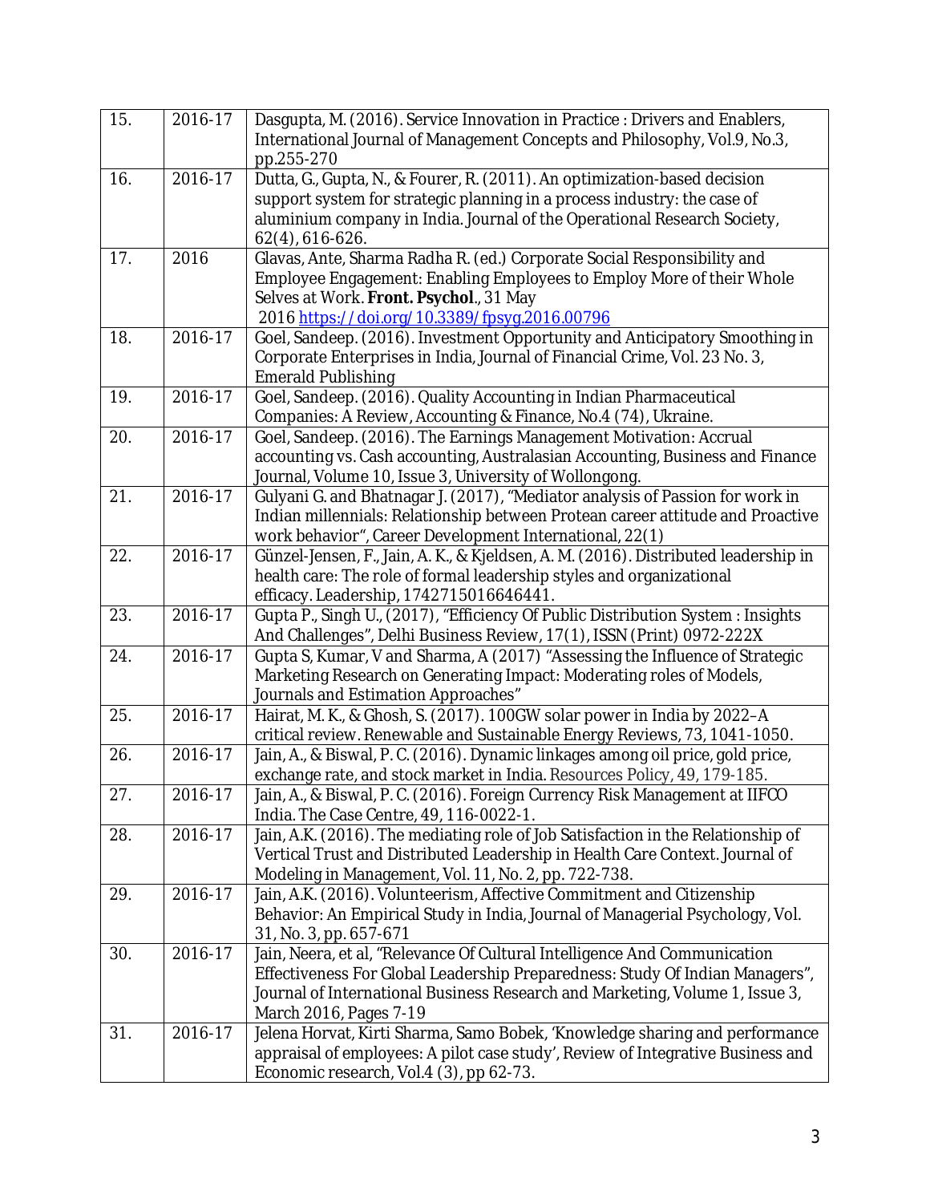| 15. | 2016-17 | Dasgupta, M. (2016). Service Innovation in Practice : Drivers and Enablers, International Journal of Management Concepts and Philosophy, Vol.9, No.3, pp.255-270 |
|---|---|---|
| 16. | 2016-17 | Dutta, G., Gupta, N., & Fourer, R. (2011). An optimization-based decision support system for strategic planning in a process industry: the case of aluminium company in India. Journal of the Operational Research Society, 62(4), 616-626. |
| 17. | 2016 | Glavas, Ante, Sharma Radha R. (ed.) Corporate Social Responsibility and Employee Engagement: Enabling Employees to Employ More of their Whole Selves at Work. **Front. Psychol**., 31 May 2016 https://doi.org/10.3389/fpsyg.2016.00796 |
| 18. | 2016-17 | Goel, Sandeep. (2016). Investment Opportunity and Anticipatory Smoothing in Corporate Enterprises in India, Journal of Financial Crime, Vol. 23 No. 3, Emerald Publishing |
| 19. | 2016-17 | Goel, Sandeep. (2016). Quality Accounting in Indian Pharmaceutical Companies: A Review, Accounting & Finance, No.4 (74), Ukraine. |
| 20. | 2016-17 | Goel, Sandeep. (2016). The Earnings Management Motivation: Accrual accounting vs. Cash accounting, Australasian Accounting, Business and Finance Journal, Volume 10, Issue 3, University of Wollongong. |
| 21. | 2016-17 | Gulyani G. and Bhatnagar J. (2017), "Mediator analysis of Passion for work in Indian millennials: Relationship between Protean career attitude and Proactive work behavior", Career Development International, 22(1) |
| 22. | 2016-17 | Günzel-Jensen, F., Jain, A. K., & Kjeldsen, A. M. (2016). Distributed leadership in health care: The role of formal leadership styles and organizational efficacy. Leadership, 1742715016646441. |
| 23. | 2016-17 | Gupta P., Singh U., (2017), "Efficiency Of Public Distribution System : Insights And Challenges", Delhi Business Review, 17(1), ISSN (Print) 0972-222X |
| 24. | 2016-17 | Gupta S, Kumar, V and Sharma, A (2017) "Assessing the Influence of Strategic Marketing Research on Generating Impact: Moderating roles of Models, Journals and Estimation Approaches" |
| 25. | 2016-17 | Hairat, M. K., & Ghosh, S. (2017). 100GW solar power in India by 2022–A critical review. Renewable and Sustainable Energy Reviews, 73, 1041-1050. |
| 26. | 2016-17 | Jain, A., & Biswal, P. C. (2016). Dynamic linkages among oil price, gold price, exchange rate, and stock market in India. Resources Policy, 49, 179-185. |
| 27. | 2016-17 | Jain, A., & Biswal, P. C. (2016). Foreign Currency Risk Management at IIFCO India. The Case Centre, 49, 116-0022-1. |
| 28. | 2016-17 | Jain, A.K. (2016). The mediating role of Job Satisfaction in the Relationship of Vertical Trust and Distributed Leadership in Health Care Context. Journal of Modeling in Management, Vol. 11, No. 2, pp. 722-738. |
| 29. | 2016-17 | Jain, A.K. (2016). Volunteerism, Affective Commitment and Citizenship Behavior: An Empirical Study in India, Journal of Managerial Psychology, Vol. 31, No. 3, pp. 657-671 |
| 30. | 2016-17 | Jain, Neera, et al, "Relevance Of Cultural Intelligence And Communication Effectiveness For Global Leadership Preparedness: Study Of Indian Managers", Journal of International Business Research and Marketing, Volume 1, Issue 3, March 2016, Pages 7-19 |
| 31. | 2016-17 | Jelena Horvat, Kirti Sharma, Samo Bobek, 'Knowledge sharing and performance appraisal of employees: A pilot case study', Review of Integrative Business and Economic research, Vol.4 (3), pp 62-73. |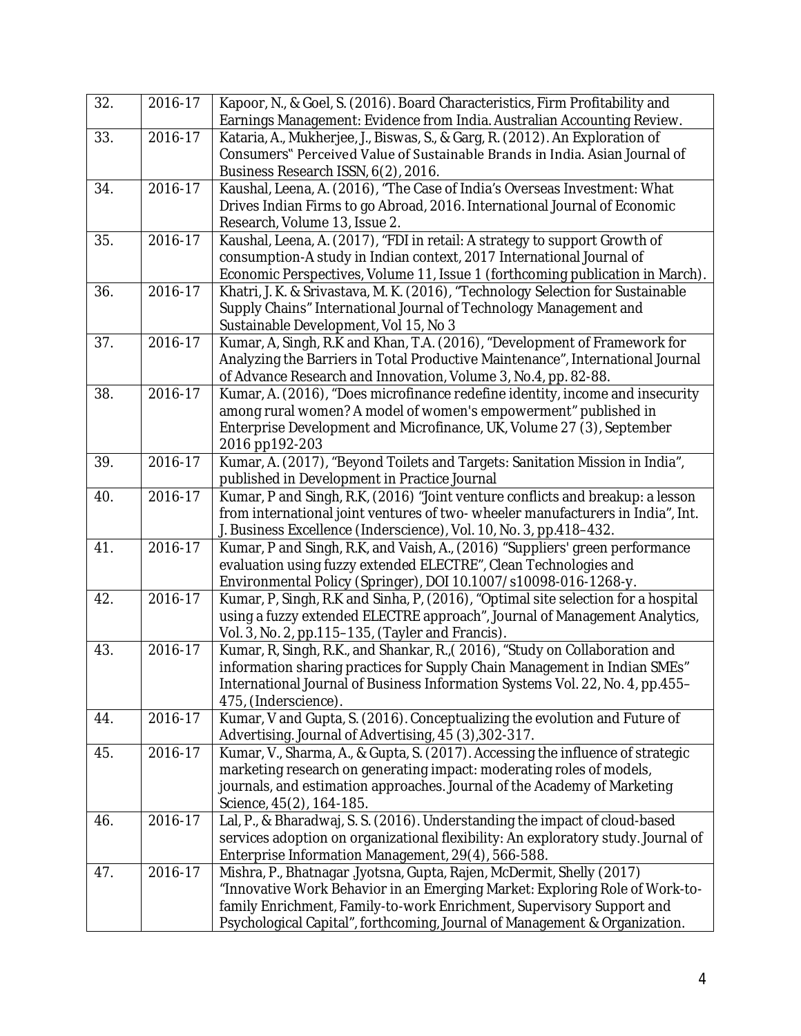| | | |
|---|---|---|
| 32. | 2016-17 | Kapoor, N., & Goel, S. (2016). Board Characteristics, Firm Profitability and Earnings Management: Evidence from India. Australian Accounting Review. |
| 33. | 2016-17 | Kataria, A., Mukherjee, J., Biswas, S., & Garg, R. (2012). An Exploration of Consumers" Perceived Value of Sustainable Brands in India. Asian Journal of Business Research ISSN, 6(2), 2016. |
| 34. | 2016-17 | Kaushal, Leena, A. (2016), "The Case of India's Overseas Investment: What Drives Indian Firms to go Abroad, 2016. International Journal of Economic Research, Volume 13, Issue 2. |
| 35. | 2016-17 | Kaushal, Leena, A. (2017), "FDI in retail: A strategy to support Growth of consumption-A study in Indian context, 2017 International Journal of Economic Perspectives, Volume 11, Issue 1 (forthcoming publication in March). |
| 36. | 2016-17 | Khatri, J. K. & Srivastava, M. K. (2016), "Technology Selection for Sustainable Supply Chains" International Journal of Technology Management and Sustainable Development, Vol 15, No 3 |
| 37. | 2016-17 | Kumar, A, Singh, R.K and Khan, T.A. (2016), "Development of Framework for Analyzing the Barriers in Total Productive Maintenance", International Journal of Advance Research and Innovation, Volume 3, No.4, pp. 82-88. |
| 38. | 2016-17 | Kumar, A. (2016), "Does microfinance redefine identity, income and insecurity among rural women? A model of women's empowerment" published in Enterprise Development and Microfinance, UK, Volume 27 (3), September 2016 pp192-203 |
| 39. | 2016-17 | Kumar, A. (2017), "Beyond Toilets and Targets: Sanitation Mission in India", published in Development in Practice Journal |
| 40. | 2016-17 | Kumar, P and Singh, R.K, (2016) "Joint venture conflicts and breakup: a lesson from international joint ventures of two- wheeler manufacturers in India", Int. J. Business Excellence (Inderscience), Vol. 10, No. 3, pp.418–432. |
| 41. | 2016-17 | Kumar, P and Singh, R.K, and Vaish, A., (2016) "Suppliers' green performance evaluation using fuzzy extended ELECTRE", Clean Technologies and Environmental Policy (Springer), DOI 10.1007/s10098-016-1268-y. |
| 42. | 2016-17 | Kumar, P, Singh, R.K and Sinha, P, (2016), "Optimal site selection for a hospital using a fuzzy extended ELECTRE approach", Journal of Management Analytics, Vol. 3, No. 2, pp.115–135, (Tayler and Francis). |
| 43. | 2016-17 | Kumar, R, Singh, R.K., and Shankar, R.,( 2016), "Study on Collaboration and information sharing practices for Supply Chain Management in Indian SMEs" International Journal of Business Information Systems Vol. 22, No. 4, pp.455–475, (Inderscience). |
| 44. | 2016-17 | Kumar, V and Gupta, S. (2016). Conceptualizing the evolution and Future of Advertising. Journal of Advertising, 45 (3),302-317. |
| 45. | 2016-17 | Kumar, V., Sharma, A., & Gupta, S. (2017). Accessing the influence of strategic marketing research on generating impact: moderating roles of models, journals, and estimation approaches. Journal of the Academy of Marketing Science, 45(2), 164-185. |
| 46. | 2016-17 | Lal, P., & Bharadwaj, S. S. (2016). Understanding the impact of cloud-based services adoption on organizational flexibility: An exploratory study. Journal of Enterprise Information Management, 29(4), 566-588. |
| 47. | 2016-17 | Mishra, P., Bhatnagar .Jyotsna, Gupta, Rajen, McDermit, Shelly (2017) "Innovative Work Behavior in an Emerging Market: Exploring Role of Work-to-family Enrichment, Family-to-work Enrichment, Supervisory Support and Psychological Capital", forthcoming, Journal of Management & Organization. |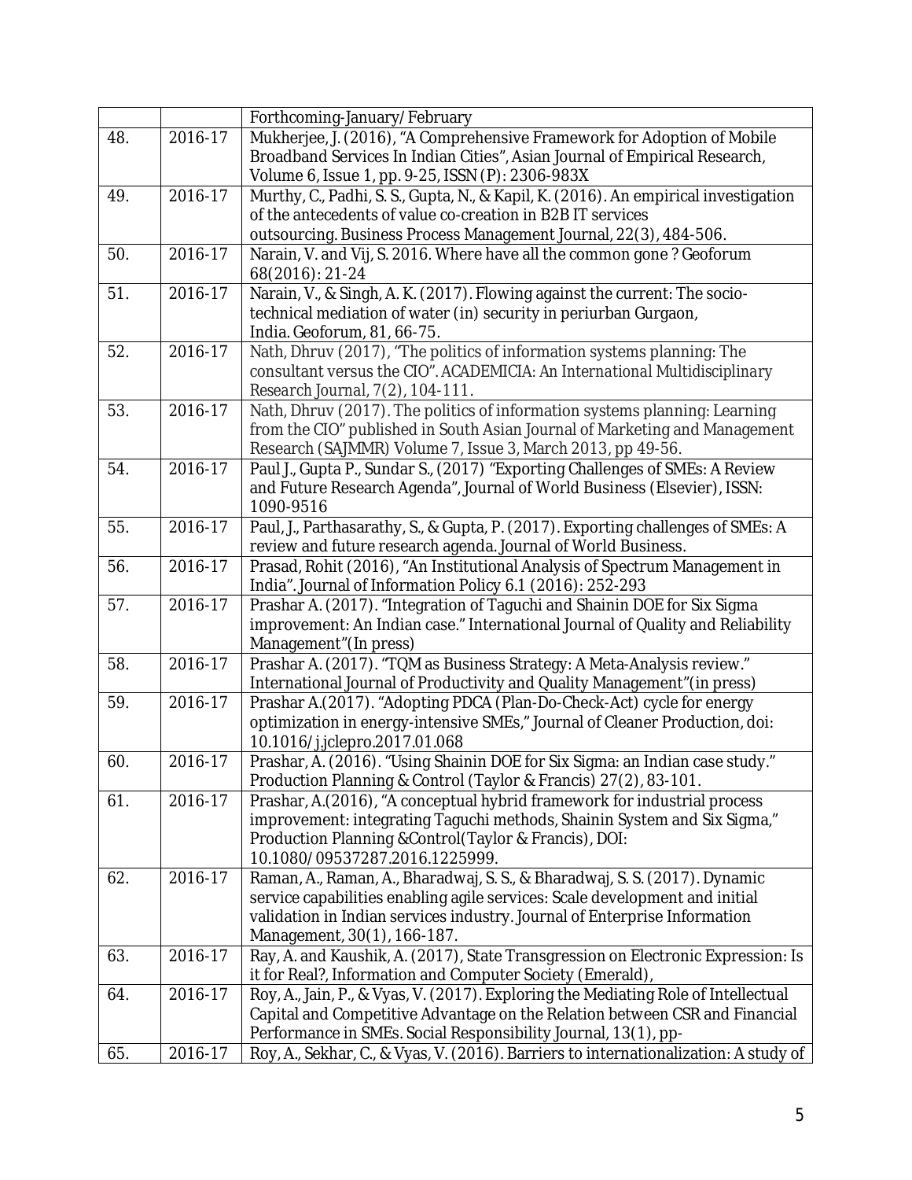| | | |
|---|---|---|
| | | Forthcoming-January/February |
| 48. | 2016-17 | Mukherjee, J. (2016), "A Comprehensive Framework for Adoption of Mobile Broadband Services In Indian Cities", Asian Journal of Empirical Research, Volume 6, Issue 1, pp. 9-25, ISSN (P): 2306-983X |
| 49. | 2016-17 | Murthy, C., Padhi, S. S., Gupta, N., & Kapil, K. (2016). An empirical investigation of the antecedents of value co-creation in B2B IT services outsourcing. Business Process Management Journal, 22(3), 484-506. |
| 50. | 2016-17 | Narain, V. and Vij, S. 2016. Where have all the common gone ? Geoforum 68(2016): 21-24 |
| 51. | 2016-17 | Narain, V., & Singh, A. K. (2017). Flowing against the current: The socio-technical mediation of water (in) security in periurban Gurgaon, India. Geoforum, 81, 66-75. |
| 52. | 2016-17 | Nath, Dhruv (2017), "The politics of information systems planning: The consultant versus the CIO". ACADEMICIA: An International Multidisciplinary Research Journal, 7(2), 104-111. |
| 53. | 2016-17 | Nath, Dhruv (2017). The politics of information systems planning: Learning from the CIO" published in South Asian Journal of Marketing and Management Research (SAJMMR) Volume 7, Issue 3, March 2013, pp 49-56. |
| 54. | 2016-17 | Paul J., Gupta P., Sundar S., (2017) "Exporting Challenges of SMEs: A Review and Future Research Agenda", Journal of World Business (Elsevier), ISSN: 1090-9516 |
| 55. | 2016-17 | Paul, J., Parthasarathy, S., & Gupta, P. (2017). Exporting challenges of SMEs: A review and future research agenda. Journal of World Business. |
| 56. | 2016-17 | Prasad, Rohit (2016), "An Institutional Analysis of Spectrum Management in India". Journal of Information Policy 6.1 (2016): 252-293 |
| 57. | 2016-17 | Prashar A. (2017). "Integration of Taguchi and Shainin DOE for Six Sigma improvement: An Indian case." International Journal of Quality and Reliability Management"(In press) |
| 58. | 2016-17 | Prashar A. (2017). "TQM as Business Strategy: A Meta-Analysis review." International Journal of Productivity and Quality Management"(in press) |
| 59. | 2016-17 | Prashar A.(2017). "Adopting PDCA (Plan-Do-Check-Act) cycle for energy optimization in energy-intensive SMEs," Journal of Cleaner Production, doi: 10.1016/j.jclepro.2017.01.068 |
| 60. | 2016-17 | Prashar, A. (2016). "Using Shainin DOE for Six Sigma: an Indian case study." Production Planning & Control (Taylor & Francis) 27(2), 83-101. |
| 61. | 2016-17 | Prashar, A.(2016), "A conceptual hybrid framework for industrial process improvement: integrating Taguchi methods, Shainin System and Six Sigma," Production Planning &Control(Taylor & Francis), DOI: 10.1080/09537287.2016.1225999. |
| 62. | 2016-17 | Raman, A., Raman, A., Bharadwaj, S. S., & Bharadwaj, S. S. (2017). Dynamic service capabilities enabling agile services: Scale development and initial validation in Indian services industry. Journal of Enterprise Information Management, 30(1), 166-187. |
| 63. | 2016-17 | Ray, A. and Kaushik, A. (2017), State Transgression on Electronic Expression: Is it for Real?, Information and Computer Society (Emerald), |
| 64. | 2016-17 | Roy, A., Jain, P., & Vyas, V. (2017). Exploring the Mediating Role of Intellectual Capital and Competitive Advantage on the Relation between CSR and Financial Performance in SMEs. Social Responsibility Journal, 13(1), pp- |
| 65. | 2016-17 | Roy, A., Sekhar, C., & Vyas, V. (2016). Barriers to internationalization: A study of |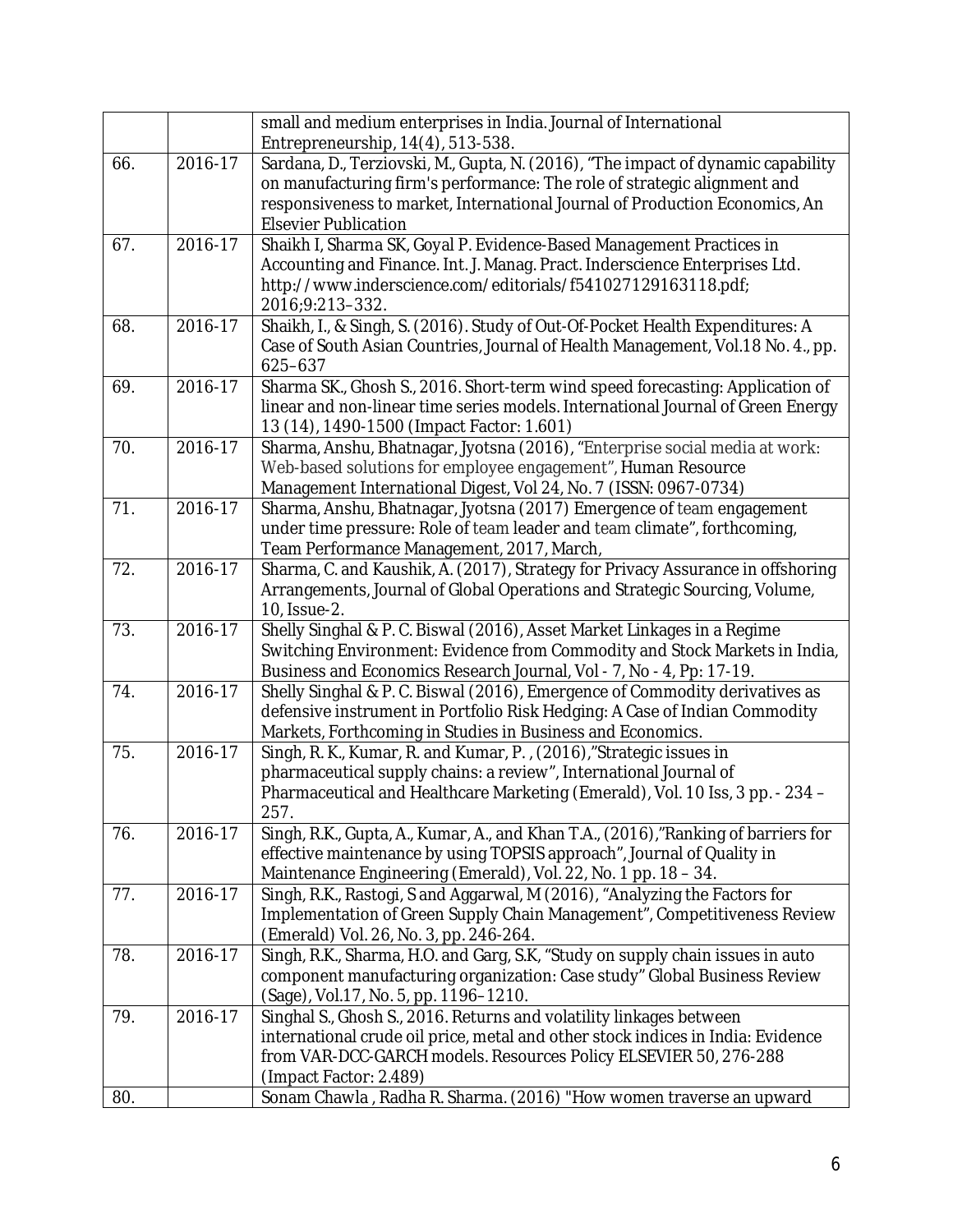|  |  | small and medium enterprises in India. Journal of International Entrepreneurship, 14(4), 513-538. |
|---|---|---|
| 66. | 2016-17 | Sardana, D., Terziovski, M., Gupta, N. (2016), "The impact of dynamic capability on manufacturing firm's performance: The role of strategic alignment and responsiveness to market, International Journal of Production Economics, An Elsevier Publication |
| 67. | 2016-17 | Shaikh I, Sharma SK, Goyal P. Evidence-Based Management Practices in Accounting and Finance. Int. J. Manag. Pract. Inderscience Enterprises Ltd. http://www.inderscience.com/editorials/f541027129163118.pdf; 2016;9:213–332. |
| 68. | 2016-17 | Shaikh, I., & Singh, S. (2016). Study of Out-Of-Pocket Health Expenditures: A Case of South Asian Countries, Journal of Health Management, Vol.18 No. 4., pp. 625–637 |
| 69. | 2016-17 | Sharma SK., Ghosh S., 2016. Short-term wind speed forecasting: Application of linear and non-linear time series models. International Journal of Green Energy 13 (14), 1490-1500 (Impact Factor: 1.601) |
| 70. | 2016-17 | Sharma, Anshu, Bhatnagar, Jyotsna (2016), "Enterprise social media at work: Web-based solutions for employee engagement", Human Resource Management International Digest, Vol 24, No. 7 (ISSN: 0967-0734) |
| 71. | 2016-17 | Sharma, Anshu, Bhatnagar, Jyotsna (2017) Emergence of team engagement under time pressure: Role of team leader and team climate", forthcoming, Team Performance Management, 2017, March, |
| 72. | 2016-17 | Sharma, C. and Kaushik, A. (2017), Strategy for Privacy Assurance in offshoring Arrangements, Journal of Global Operations and Strategic Sourcing, Volume, 10, Issue-2. |
| 73. | 2016-17 | Shelly Singhal & P. C. Biswal (2016), Asset Market Linkages in a Regime Switching Environment: Evidence from Commodity and Stock Markets in India, Business and Economics Research Journal, Vol - 7, No - 4, Pp: 17-19. |
| 74. | 2016-17 | Shelly Singhal & P. C. Biswal (2016), Emergence of Commodity derivatives as defensive instrument in Portfolio Risk Hedging: A Case of Indian Commodity Markets, Forthcoming in Studies in Business and Economics. |
| 75. | 2016-17 | Singh, R. K., Kumar, R. and Kumar, P. , (2016),"Strategic issues in pharmaceutical supply chains: a review", International Journal of Pharmaceutical and Healthcare Marketing (Emerald), Vol. 10 Iss, 3 pp. - 234 – 257. |
| 76. | 2016-17 | Singh, R.K., Gupta, A., Kumar, A., and Khan T.A., (2016),"Ranking of barriers for effective maintenance by using TOPSIS approach", Journal of Quality in Maintenance Engineering (Emerald), Vol. 22, No. 1 pp. 18 – 34. |
| 77. | 2016-17 | Singh, R.K., Rastogi, S and Aggarwal, M (2016), "Analyzing the Factors for Implementation of Green Supply Chain Management", Competitiveness Review (Emerald) Vol. 26, No. 3, pp. 246-264. |
| 78. | 2016-17 | Singh, R.K., Sharma, H.O. and Garg, S.K, "Study on supply chain issues in auto component manufacturing organization: Case study" Global Business Review (Sage), Vol.17, No. 5, pp. 1196–1210. |
| 79. | 2016-17 | Singhal S., Ghosh S., 2016. Returns and volatility linkages between international crude oil price, metal and other stock indices in India: Evidence from VAR-DCC-GARCH models. Resources Policy ELSEVIER 50, 276-288 (Impact Factor: 2.489) |
| 80. |  | Sonam Chawla , Radha R. Sharma. (2016) "How women traverse an upward |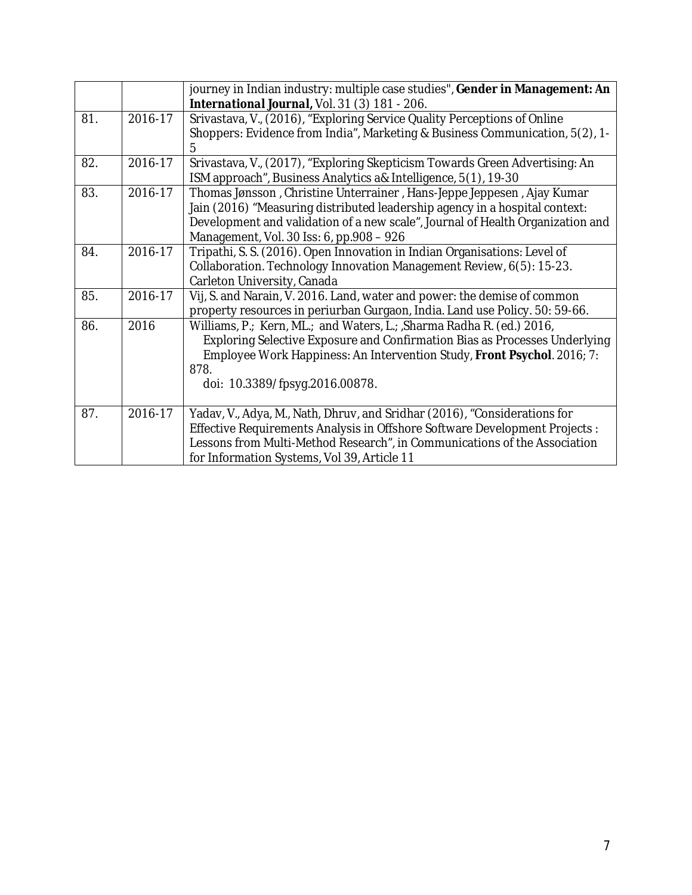| | | |
|---|---|---|
| | | journey in Indian industry: multiple case studies", **Gender in Management: An International Journal,** Vol. 31 (3) 181 - 206. |
| 81. | 2016-17 | Srivastava, V., (2016), "Exploring Service Quality Perceptions of Online Shoppers: Evidence from India", Marketing & Business Communication, 5(2), 1-5 |
| 82. | 2016-17 | Srivastava, V., (2017), "Exploring Skepticism Towards Green Advertising: An ISM approach", Business Analytics a& Intelligence, 5(1), 19-30 |
| 83. | 2016-17 | Thomas Jønsson , Christine Unterrainer , Hans-Jeppe Jeppesen , Ajay Kumar Jain (2016) "Measuring distributed leadership agency in a hospital context: Development and validation of a new scale", Journal of Health Organization and Management, Vol. 30 Iss: 6, pp.908 – 926 |
| 84. | 2016-17 | Tripathi, S. S. (2016). Open Innovation in Indian Organisations: Level of Collaboration. Technology Innovation Management Review, 6(5): 15-23. Carleton University, Canada |
| 85. | 2016-17 | Vij, S. and Narain, V. 2016. Land, water and power: the demise of common property resources in periurban Gurgaon, India. Land use Policy. 50: 59-66. |
| 86. | 2016 | Williams, P.; Kern, ML.; and Waters, L.; ,Sharma Radha R. (ed.) 2016, Exploring Selective Exposure and Confirmation Bias as Processes Underlying Employee Work Happiness: An Intervention Study, **Front Psychol**. 2016; 7: 878. doi: 10.3389/fpsyg.2016.00878. |
| 87. | 2016-17 | Yadav, V., Adya, M., Nath, Dhruv, and Sridhar (2016), "Considerations for Effective Requirements Analysis in Offshore Software Development Projects : Lessons from Multi-Method Research", in Communications of the Association for Information Systems, Vol 39, Article 11 |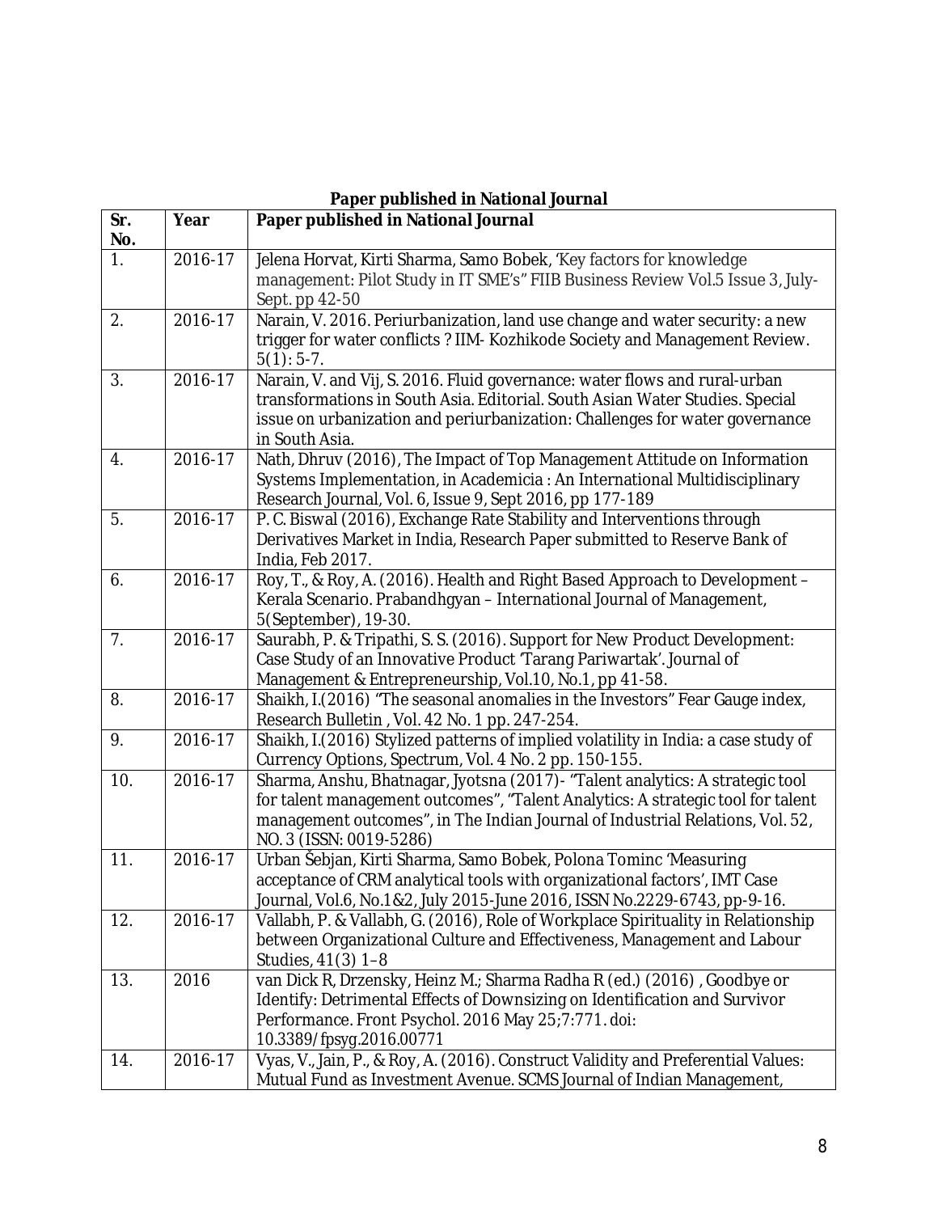**Paper published in National Journal**

| Sr. No. | Year | Paper published in National Journal |
|---|---|---|
| 1. | 2016-17 | Jelena Horvat, Kirti Sharma, Samo Bobek, 'Key factors for knowledge management: Pilot Study in IT SME's" FIIB Business Review Vol.5 Issue 3, July-Sept. pp 42-50 |
| 2. | 2016-17 | Narain, V. 2016. Periurbanization, land use change and water security: a new trigger for water conflicts ? IIM- Kozhikode Society and Management Review. 5(1): 5-7. |
| 3. | 2016-17 | Narain, V. and Vij, S. 2016. Fluid governance: water flows and rural-urban transformations in South Asia. Editorial. South Asian Water Studies. Special issue on urbanization and periurbanization: Challenges for water governance in South Asia. |
| 4. | 2016-17 | Nath, Dhruv (2016), The Impact of Top Management Attitude on Information Systems Implementation, in Academicia : An International Multidisciplinary Research Journal, Vol. 6, Issue 9, Sept 2016, pp 177-189 |
| 5. | 2016-17 | P. C. Biswal (2016), Exchange Rate Stability and Interventions through Derivatives Market in India, Research Paper submitted to Reserve Bank of India, Feb 2017. |
| 6. | 2016-17 | Roy, T., & Roy, A. (2016). Health and Right Based Approach to Development – Kerala Scenario. Prabandhgyan – International Journal of Management, 5(September), 19-30. |
| 7. | 2016-17 | Saurabh, P. & Tripathi, S. S. (2016). Support for New Product Development: Case Study of an Innovative Product 'Tarang Pariwartak'. Journal of Management & Entrepreneurship, Vol.10, No.1, pp 41-58. |
| 8. | 2016-17 | Shaikh, I.(2016) "The seasonal anomalies in the Investors" Fear Gauge index, Research Bulletin , Vol. 42 No. 1 pp. 247-254. |
| 9. | 2016-17 | Shaikh, I.(2016) Stylized patterns of implied volatility in India: a case study of Currency Options, Spectrum, Vol. 4 No. 2 pp. 150-155. |
| 10. | 2016-17 | Sharma, Anshu, Bhatnagar, Jyotsna (2017)- "Talent analytics: A strategic tool for talent management outcomes", "Talent Analytics: A strategic tool for talent management outcomes", in The Indian Journal of Industrial Relations, Vol. 52, NO. 3 (ISSN: 0019-5286) |
| 11. | 2016-17 | Urban Šebjan, Kirti Sharma, Samo Bobek, Polona Tominc 'Measuring acceptance of CRM analytical tools with organizational factors', IMT Case Journal, Vol.6, No.1&2, July 2015-June 2016, ISSN No.2229-6743, pp-9-16. |
| 12. | 2016-17 | Vallabh, P. & Vallabh, G. (2016), Role of Workplace Spirituality in Relationship between Organizational Culture and Effectiveness, Management and Labour Studies, 41(3) 1–8 |
| 13. | 2016 | van Dick R, Drzensky, Heinz M.; Sharma Radha R (ed.) (2016) , Goodbye or Identify: Detrimental Effects of Downsizing on Identification and Survivor Performance. Front Psychol. 2016 May 25;7:771. doi: 10.3389/fpsyg.2016.00771 |
| 14. | 2016-17 | Vyas, V., Jain, P., & Roy, A. (2016). Construct Validity and Preferential Values: Mutual Fund as Investment Avenue. SCMS Journal of Indian Management, |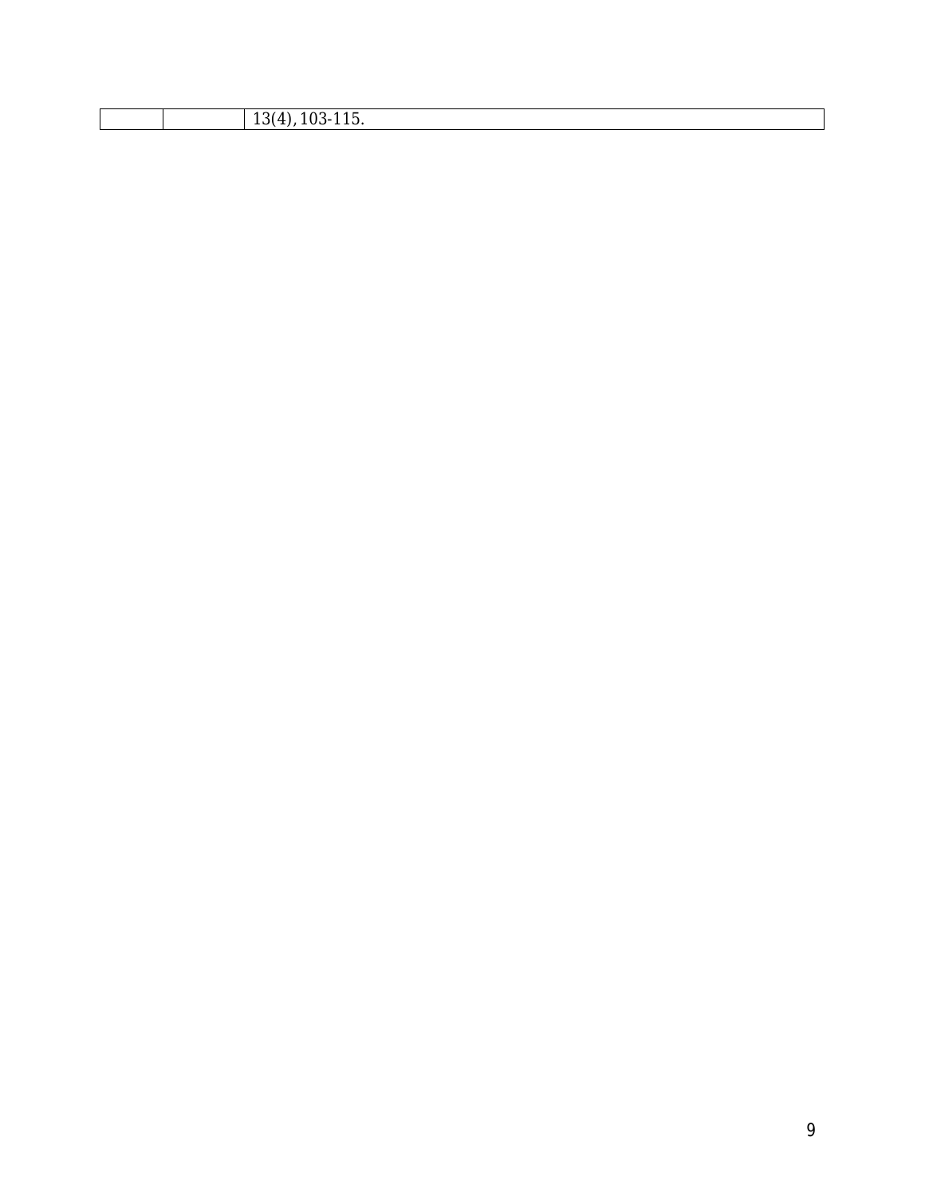| | | 13(4), 103-115. |
|---|---|---|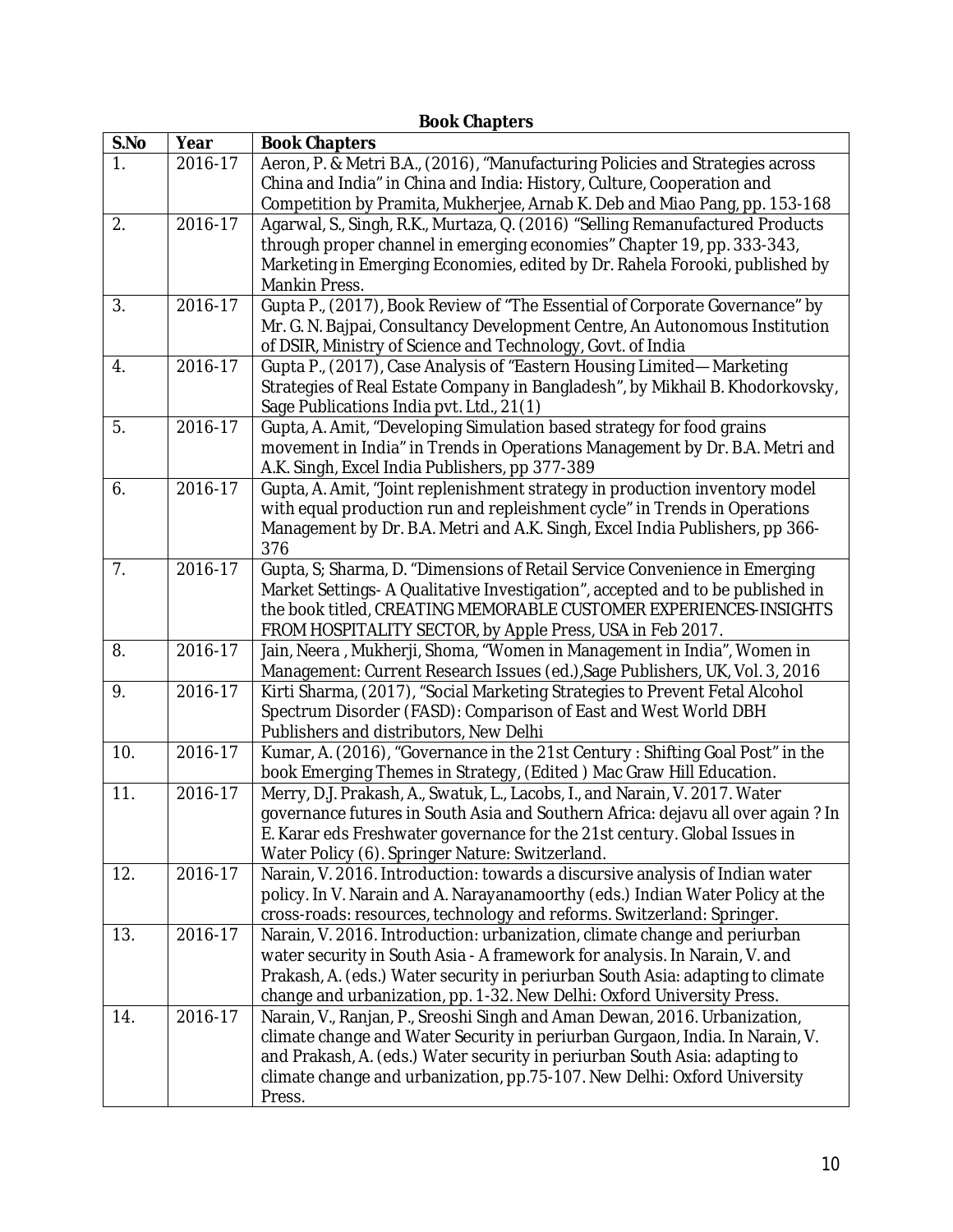**Book Chapters**

| S.No | Year | Book Chapters |
|---|---|---|
| 1. | 2016-17 | Aeron, P. & Metri B.A., (2016), "Manufacturing Policies and Strategies across China and India" in China and India: History, Culture, Cooperation and Competition by Pramita, Mukherjee, Arnab K. Deb and Miao Pang, pp. 153-168 |
| 2. | 2016-17 | Agarwal, S., Singh, R.K., Murtaza, Q. (2016) "Selling Remanufactured Products through proper channel in emerging economies" Chapter 19, pp. 333-343, Marketing in Emerging Economies, edited by Dr. Rahela Forooki, published by Mankin Press. |
| 3. | 2016-17 | Gupta P., (2017), Book Review of "The Essential of Corporate Governance" by Mr. G. N. Bajpai, Consultancy Development Centre, An Autonomous Institution of DSIR, Ministry of Science and Technology, Govt. of India |
| 4. | 2016-17 | Gupta P., (2017), Case Analysis of "Eastern Housing Limited—Marketing Strategies of Real Estate Company in Bangladesh", by Mikhail B. Khodorkovsky, Sage Publications India pvt. Ltd., 21(1) |
| 5. | 2016-17 | Gupta, A. Amit, "Developing Simulation based strategy for food grains movement in India" in Trends in Operations Management by Dr. B.A. Metri and A.K. Singh, Excel India Publishers, pp 377-389 |
| 6. | 2016-17 | Gupta, A. Amit, "Joint replenishment strategy in production inventory model with equal production run and repleishment cycle" in Trends in Operations Management by Dr. B.A. Metri and A.K. Singh, Excel India Publishers, pp 366-376 |
| 7. | 2016-17 | Gupta, S; Sharma, D. "Dimensions of Retail Service Convenience in Emerging Market Settings- A Qualitative Investigation", accepted and to be published in the book titled, CREATING MEMORABLE CUSTOMER EXPERIENCES-INSIGHTS FROM HOSPITALITY SECTOR, by Apple Press, USA in Feb 2017. |
| 8. | 2016-17 | Jain, Neera , Mukherji, Shoma, "Women in Management in India", Women in Management: Current Research Issues (ed.),Sage Publishers, UK, Vol. 3, 2016 |
| 9. | 2016-17 | Kirti Sharma, (2017), "Social Marketing Strategies to Prevent Fetal Alcohol Spectrum Disorder (FASD): Comparison of East and West World DBH Publishers and distributors, New Delhi |
| 10. | 2016-17 | Kumar, A. (2016), "Governance in the 21st Century : Shifting Goal Post" in the book Emerging Themes in Strategy, (Edited ) Mac Graw Hill Education. |
| 11. | 2016-17 | Merry, D.J. Prakash, A., Swatuk, L., Lacobs, I., and Narain, V. 2017. Water governance futures in South Asia and Southern Africa: dejavu all over again ? In E. Karar eds Freshwater governance for the 21st century. Global Issues in Water Policy (6). Springer Nature: Switzerland. |
| 12. | 2016-17 | Narain, V. 2016. Introduction: towards a discursive analysis of Indian water policy. In V. Narain and A. Narayanamoorthy (eds.) Indian Water Policy at the cross-roads: resources, technology and reforms. Switzerland: Springer. |
| 13. | 2016-17 | Narain, V. 2016. Introduction: urbanization, climate change and periurban water security in South Asia - A framework for analysis. In Narain, V. and Prakash, A. (eds.) Water security in periurban South Asia: adapting to climate change and urbanization, pp. 1-32. New Delhi: Oxford University Press. |
| 14. | 2016-17 | Narain, V., Ranjan, P., Sreoshi Singh and Aman Dewan, 2016. Urbanization, climate change and Water Security in periurban Gurgaon, India. In Narain, V. and Prakash, A. (eds.) Water security in periurban South Asia: adapting to climate change and urbanization, pp.75-107. New Delhi: Oxford University Press. |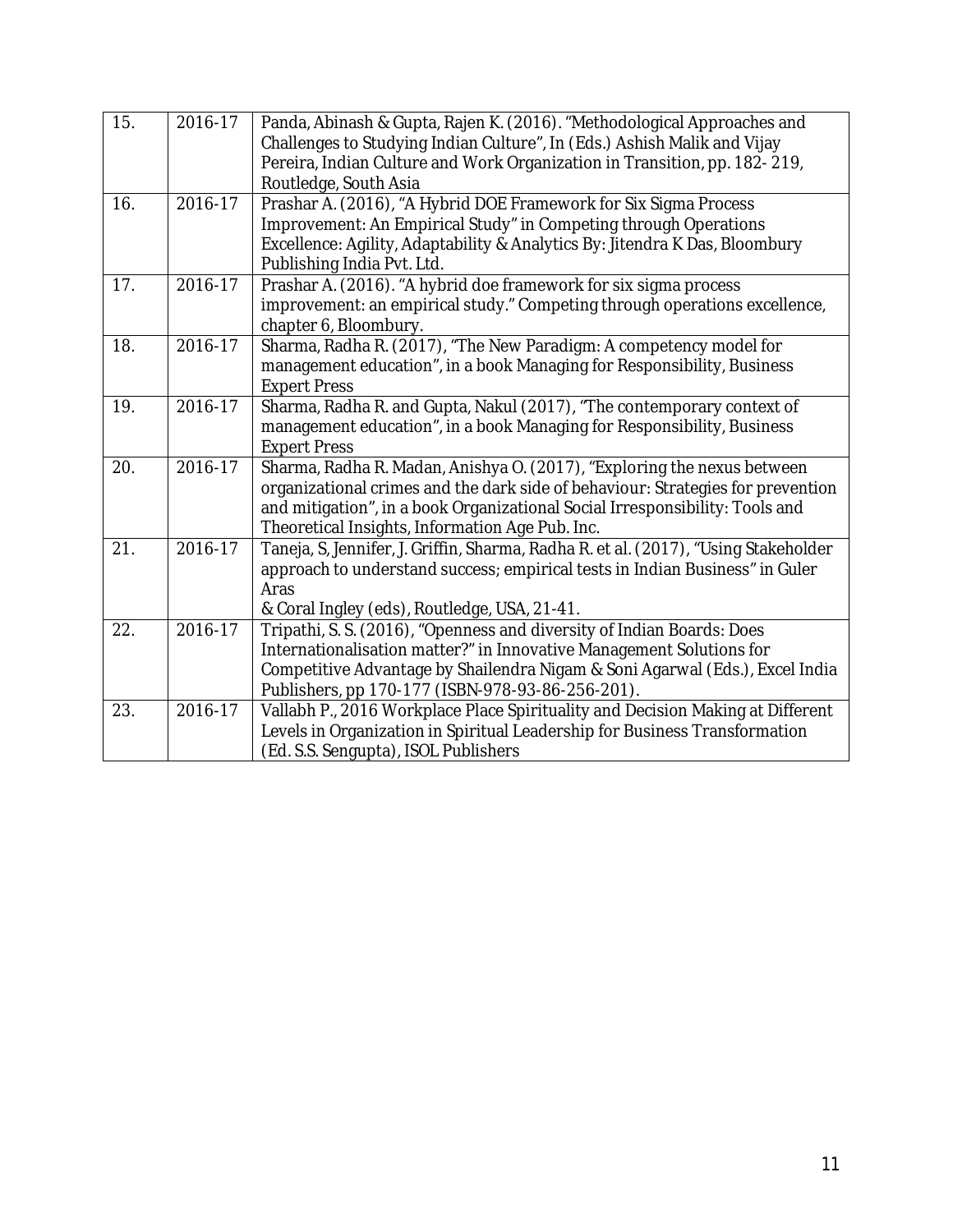| 15. | 2016-17 | Panda, Abinash & Gupta, Rajen K. (2016). "Methodological Approaches and Challenges to Studying Indian Culture", In (Eds.) Ashish Malik and Vijay Pereira, Indian Culture and Work Organization in Transition, pp. 182- 219, Routledge, South Asia |
|---|---|---|
| 16. | 2016-17 | Prashar A. (2016), "A Hybrid DOE Framework for Six Sigma Process Improvement: An Empirical Study" in Competing through Operations Excellence: Agility, Adaptability & Analytics By: Jitendra K Das, Bloombury Publishing India Pvt. Ltd. |
| 17. | 2016-17 | Prashar A. (2016). "A hybrid doe framework for six sigma process improvement: an empirical study." Competing through operations excellence, chapter 6, Bloombury. |
| 18. | 2016-17 | Sharma, Radha R. (2017), "The New Paradigm: A competency model for management education", in a book Managing for Responsibility, Business Expert Press |
| 19. | 2016-17 | Sharma, Radha R. and Gupta, Nakul (2017), "The contemporary context of management education", in a book Managing for Responsibility, Business Expert Press |
| 20. | 2016-17 | Sharma, Radha R. Madan, Anishya O. (2017), "Exploring the nexus between organizational crimes and the dark side of behaviour: Strategies for prevention and mitigation", in a book Organizational Social Irresponsibility: Tools and Theoretical Insights, Information Age Pub. Inc. |
| 21. | 2016-17 | Taneja, S, Jennifer, J. Griffin, Sharma, Radha R. et al. (2017), "Using Stakeholder approach to understand success; empirical tests in Indian Business" in Guler Aras & Coral Ingley (eds), Routledge, USA, 21-41. |
| 22. | 2016-17 | Tripathi, S. S. (2016), "Openness and diversity of Indian Boards: Does Internationalisation matter?" in Innovative Management Solutions for Competitive Advantage by Shailendra Nigam & Soni Agarwal (Eds.), Excel India Publishers, pp 170-177 (ISBN-978-93-86-256-201). |
| 23. | 2016-17 | Vallabh P., 2016 Workplace Place Spirituality and Decision Making at Different Levels in Organization in Spiritual Leadership for Business Transformation (Ed. S.S. Sengupta), ISOL Publishers |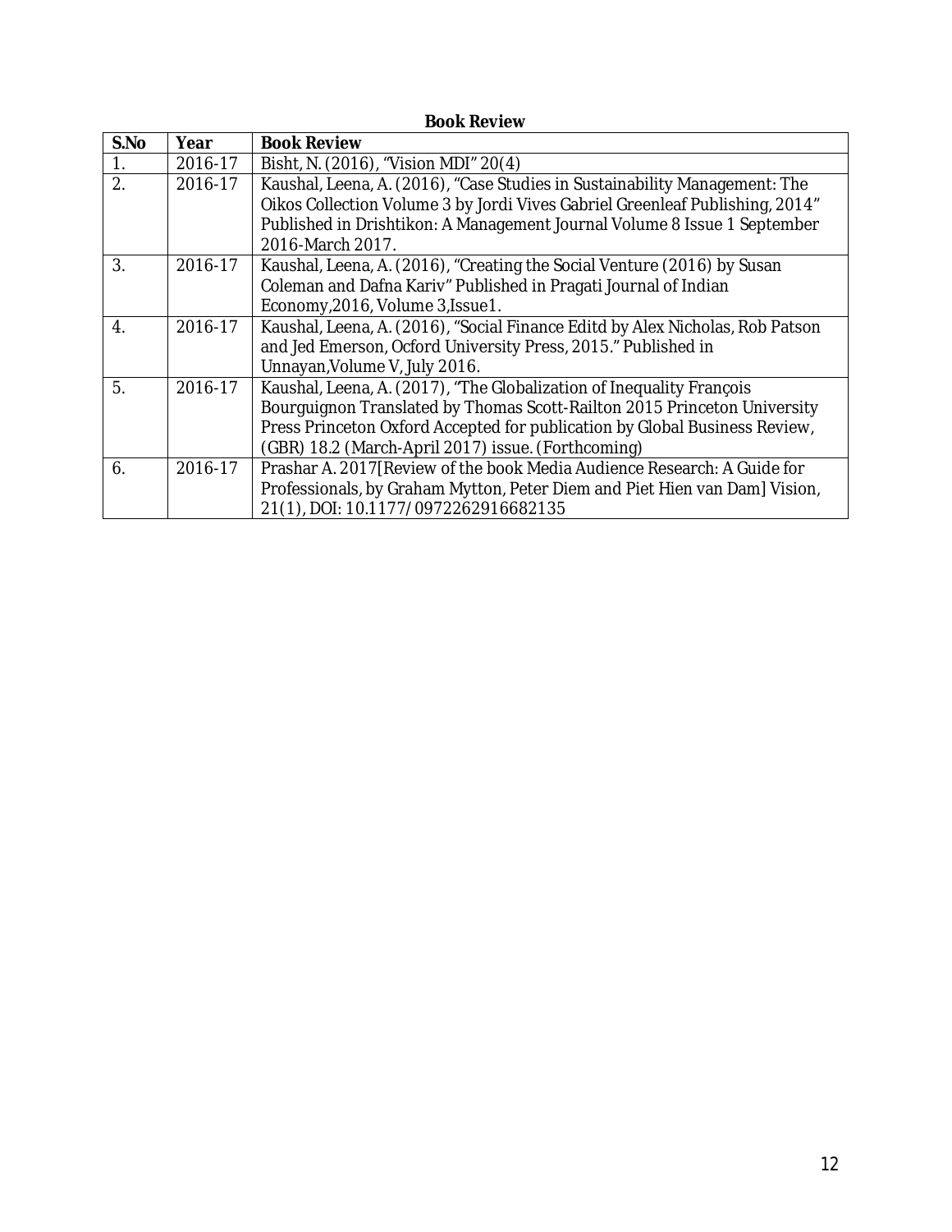**Book Review**

| S.No | Year | Book Review |
|---|---|---|
| 1. | 2016-17 | Bisht, N. (2016), "Vision MDI" 20(4) |
| 2. | 2016-17 | Kaushal, Leena, A. (2016), "Case Studies in Sustainability Management: The Oikos Collection Volume 3 by Jordi Vives Gabriel Greenleaf Publishing, 2014" Published in Drishtikon: A Management Journal Volume 8 Issue 1 September 2016-March 2017. |
| 3. | 2016-17 | Kaushal, Leena, A. (2016), "Creating the Social Venture (2016) by Susan Coleman and Dafna Kariv" Published in Pragati Journal of Indian Economy,2016, Volume 3,Issue1. |
| 4. | 2016-17 | Kaushal, Leena, A. (2016), "Social Finance Editd by Alex Nicholas, Rob Patson and Jed Emerson, Ocford University Press, 2015." Published in Unnayan,Volume V, July 2016. |
| 5. | 2016-17 | Kaushal, Leena, A. (2017), "The Globalization of Inequality François Bourguignon Translated by Thomas Scott-Railton 2015 Princeton University Press Princeton Oxford Accepted for publication by Global Business Review, (GBR) 18.2 (March-April 2017) issue. (Forthcoming) |
| 6. | 2016-17 | Prashar A. 2017[Review of the book Media Audience Research: A Guide for Professionals, by Graham Mytton, Peter Diem and Piet Hien van Dam] Vision, 21(1), DOI: 10.1177/0972262916682135 |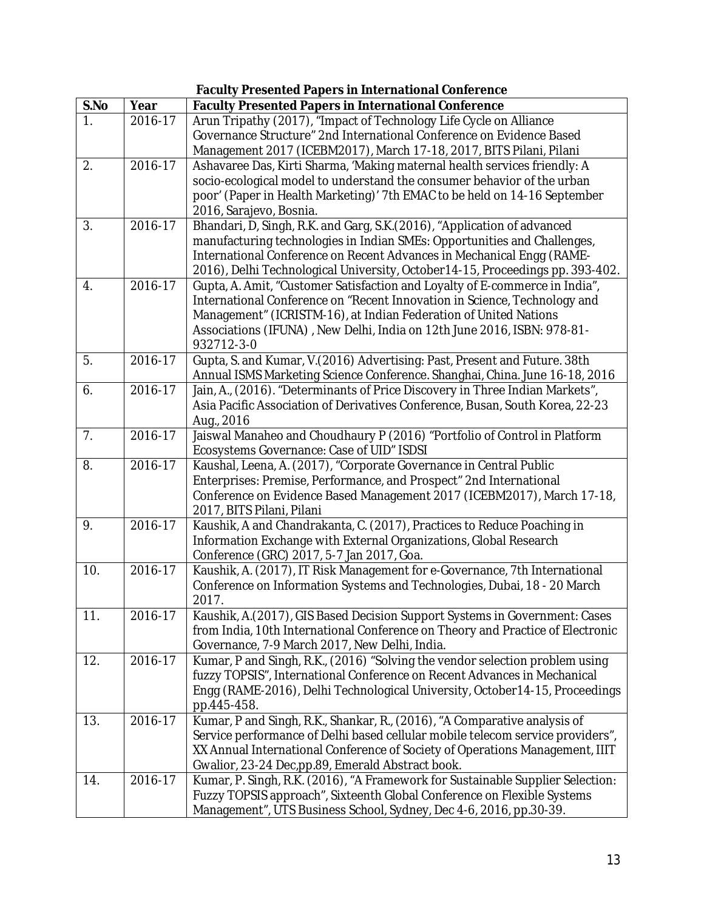**Faculty Presented Papers in International Conference**

| S.No | Year | Faculty Presented Papers in International Conference |
|---|---|---|
| 1. | 2016-17 | Arun Tripathy (2017), "Impact of Technology Life Cycle on Alliance Governance Structure" 2nd International Conference on Evidence Based Management 2017 (ICEBM2017), March 17-18, 2017, BITS Pilani, Pilani |
| 2. | 2016-17 | Ashavaree Das, Kirti Sharma, 'Making maternal health services friendly: A socio-ecological model to understand the consumer behavior of the urban poor' (Paper in Health Marketing)' 7th EMAC to be held on 14-16 September 2016, Sarajevo, Bosnia. |
| 3. | 2016-17 | Bhandari, D, Singh, R.K. and Garg, S.K.(2016), "Application of advanced manufacturing technologies in Indian SMEs: Opportunities and Challenges, International Conference on Recent Advances in Mechanical Engg (RAME-2016), Delhi Technological University, October14-15, Proceedings pp. 393-402. |
| 4. | 2016-17 | Gupta, A. Amit, "Customer Satisfaction and Loyalty of E-commerce in India", International Conference on "Recent Innovation in Science, Technology and Management" (ICRISTM-16), at Indian Federation of United Nations Associations (IFUNA) , New Delhi, India on 12th June 2016, ISBN: 978-81-932712-3-0 |
| 5. | 2016-17 | Gupta, S. and Kumar, V.(2016) Advertising: Past, Present and Future. 38th Annual ISMS Marketing Science Conference. Shanghai, China. June 16-18, 2016 |
| 6. | 2016-17 | Jain, A., (2016). "Determinants of Price Discovery in Three Indian Markets", Asia Pacific Association of Derivatives Conference, Busan, South Korea, 22-23 Aug., 2016 |
| 7. | 2016-17 | Jaiswal Manaheo and Choudhaury P (2016) "Portfolio of Control in Platform Ecosystems Governance: Case of UID" ISDSI |
| 8. | 2016-17 | Kaushal, Leena, A. (2017), "Corporate Governance in Central Public Enterprises: Premise, Performance, and Prospect" 2nd International Conference on Evidence Based Management 2017 (ICEBM2017), March 17-18, 2017, BITS Pilani, Pilani |
| 9. | 2016-17 | Kaushik, A and Chandrakanta, C. (2017), Practices to Reduce Poaching in Information Exchange with External Organizations, Global Research Conference (GRC) 2017, 5-7 Jan 2017, Goa. |
| 10. | 2016-17 | Kaushik, A. (2017), IT Risk Management for e-Governance, 7th International Conference on Information Systems and Technologies, Dubai, 18 - 20 March 2017. |
| 11. | 2016-17 | Kaushik, A.(2017), GIS Based Decision Support Systems in Government: Cases from India, 10th International Conference on Theory and Practice of Electronic Governance, 7-9 March 2017, New Delhi, India. |
| 12. | 2016-17 | Kumar, P and Singh, R.K., (2016) "Solving the vendor selection problem using fuzzy TOPSIS", International Conference on Recent Advances in Mechanical Engg (RAME-2016), Delhi Technological University, October14-15, Proceedings pp.445-458. |
| 13. | 2016-17 | Kumar, P and Singh, R.K., Shankar, R., (2016), "A Comparative analysis of Service performance of Delhi based cellular mobile telecom service providers", XX Annual International Conference of Society of Operations Management, IIIT Gwalior, 23-24 Dec,pp.89, Emerald Abstract book. |
| 14. | 2016-17 | Kumar, P. Singh, R.K. (2016), "A Framework for Sustainable Supplier Selection: Fuzzy TOPSIS approach", Sixteenth Global Conference on Flexible Systems Management", UTS Business School, Sydney, Dec 4-6, 2016, pp.30-39. |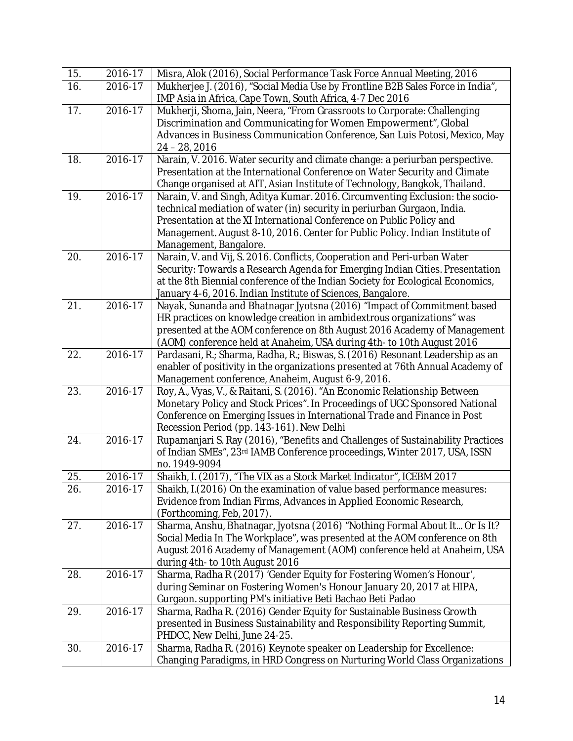| 15. | 2016-17 | Misra, Alok (2016), Social Performance Task Force Annual Meeting, 2016 |
|---|---|---|
| 16. | 2016-17 | Mukherjee J. (2016), "Social Media Use by Frontline B2B Sales Force in India", IMP Asia in Africa, Cape Town, South Africa, 4-7 Dec 2016 |
| 17. | 2016-17 | Mukherji, Shoma, Jain, Neera, "From Grassroots to Corporate: Challenging Discrimination and Communicating for Women Empowerment", Global Advances in Business Communication Conference, San Luis Potosi, Mexico, May 24 – 28, 2016 |
| 18. | 2016-17 | Narain, V. 2016. Water security and climate change: a periurban perspective. Presentation at the International Conference on Water Security and Climate Change organised at AIT, Asian Institute of Technology, Bangkok, Thailand. |
| 19. | 2016-17 | Narain, V. and Singh, Aditya Kumar. 2016. Circumventing Exclusion: the socio-technical mediation of water (in) security in periurban Gurgaon, India. Presentation at the XI International Conference on Public Policy and Management. August 8-10, 2016. Center for Public Policy. Indian Institute of Management, Bangalore. |
| 20. | 2016-17 | Narain, V. and Vij, S. 2016. Conflicts, Cooperation and Peri-urban Water Security: Towards a Research Agenda for Emerging Indian Cities. Presentation at the 8th Biennial conference of the Indian Society for Ecological Economics, January 4-6, 2016. Indian Institute of Sciences, Bangalore. |
| 21. | 2016-17 | Nayak, Sunanda and Bhatnagar Jyotsna (2016) "Impact of Commitment based HR practices on knowledge creation in ambidextrous organizations" was presented at the AOM conference on 8th August 2016 Academy of Management (AOM) conference held at Anaheim, USA during 4th- to 10th August 2016 |
| 22. | 2016-17 | Pardasani, R.; Sharma, Radha, R.; Biswas, S. (2016) Resonant Leadership as an enabler of positivity in the organizations presented at 76th Annual Academy of Management conference, Anaheim, August 6-9, 2016. |
| 23. | 2016-17 | Roy, A., Vyas, V., & Raitani, S. (2016). "An Economic Relationship Between Monetary Policy and Stock Prices". In Proceedings of UGC Sponsored National Conference on Emerging Issues in International Trade and Finance in Post Recession Period (pp. 143-161). New Delhi |
| 24. | 2016-17 | Rupamanjari S. Ray (2016), "Benefits and Challenges of Sustainability Practices of Indian SMEs", 23rd IAMB Conference proceedings, Winter 2017, USA, ISSN no. 1949-9094 |
| 25. | 2016-17 | Shaikh, I. (2017), "The VIX as a Stock Market Indicator", ICEBM 2017 |
| 26. | 2016-17 | Shaikh, I.(2016) On the examination of value based performance measures: Evidence from Indian Firms, Advances in Applied Economic Research, (Forthcoming, Feb, 2017). |
| 27. | 2016-17 | Sharma, Anshu, Bhatnagar, Jyotsna (2016) "Nothing Formal About It... Or Is It? Social Media In The Workplace", was presented at the AOM conference on 8th August 2016 Academy of Management (AOM) conference held at Anaheim, USA during 4th- to 10th August 2016 |
| 28. | 2016-17 | Sharma, Radha R (2017) 'Gender Equity for Fostering Women's Honour', during Seminar on Fostering Women's Honour January 20, 2017 at HIPA, Gurgaon. supporting PM's initiative Beti Bachao Beti Padao |
| 29. | 2016-17 | Sharma, Radha R. (2016) Gender Equity for Sustainable Business Growth presented in Business Sustainability and Responsibility Reporting Summit, PHDCC, New Delhi, June 24-25. |
| 30. | 2016-17 | Sharma, Radha R. (2016) Keynote speaker on Leadership for Excellence: Changing Paradigms, in HRD Congress on Nurturing World Class Organizations |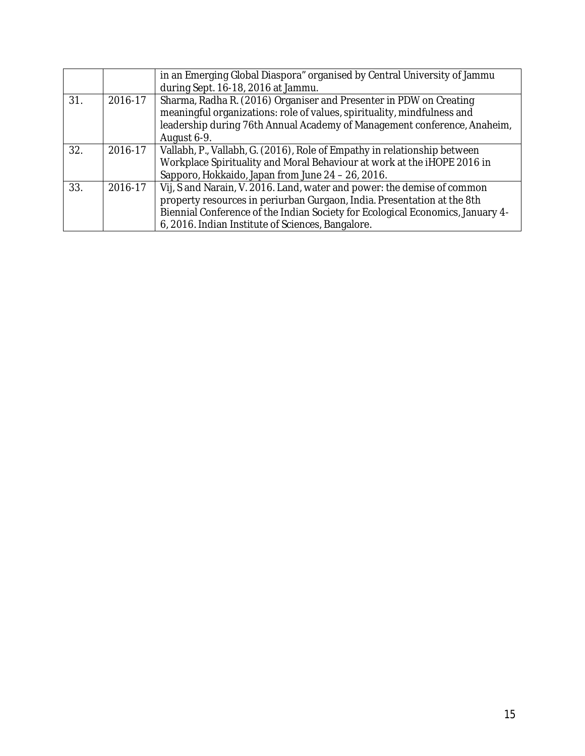| | | |
|---|---|---|
| | | in an Emerging Global Diaspora" organised by Central University of Jammu during Sept. 16-18, 2016 at Jammu. |
| 31. | 2016-17 | Sharma, Radha R. (2016) Organiser and Presenter in PDW on Creating meaningful organizations: role of values, spirituality, mindfulness and leadership during 76th Annual Academy of Management conference, Anaheim, August 6-9. |
| 32. | 2016-17 | Vallabh, P., Vallabh, G. (2016), Role of Empathy in relationship between Workplace Spirituality and Moral Behaviour at work at the iHOPE 2016 in Sapporo, Hokkaido, Japan from June 24 – 26, 2016. |
| 33. | 2016-17 | Vij, S and Narain, V. 2016. Land, water and power: the demise of common property resources in periurban Gurgaon, India. Presentation at the 8th Biennial Conference of the Indian Society for Ecological Economics, January 4-6, 2016. Indian Institute of Sciences, Bangalore. |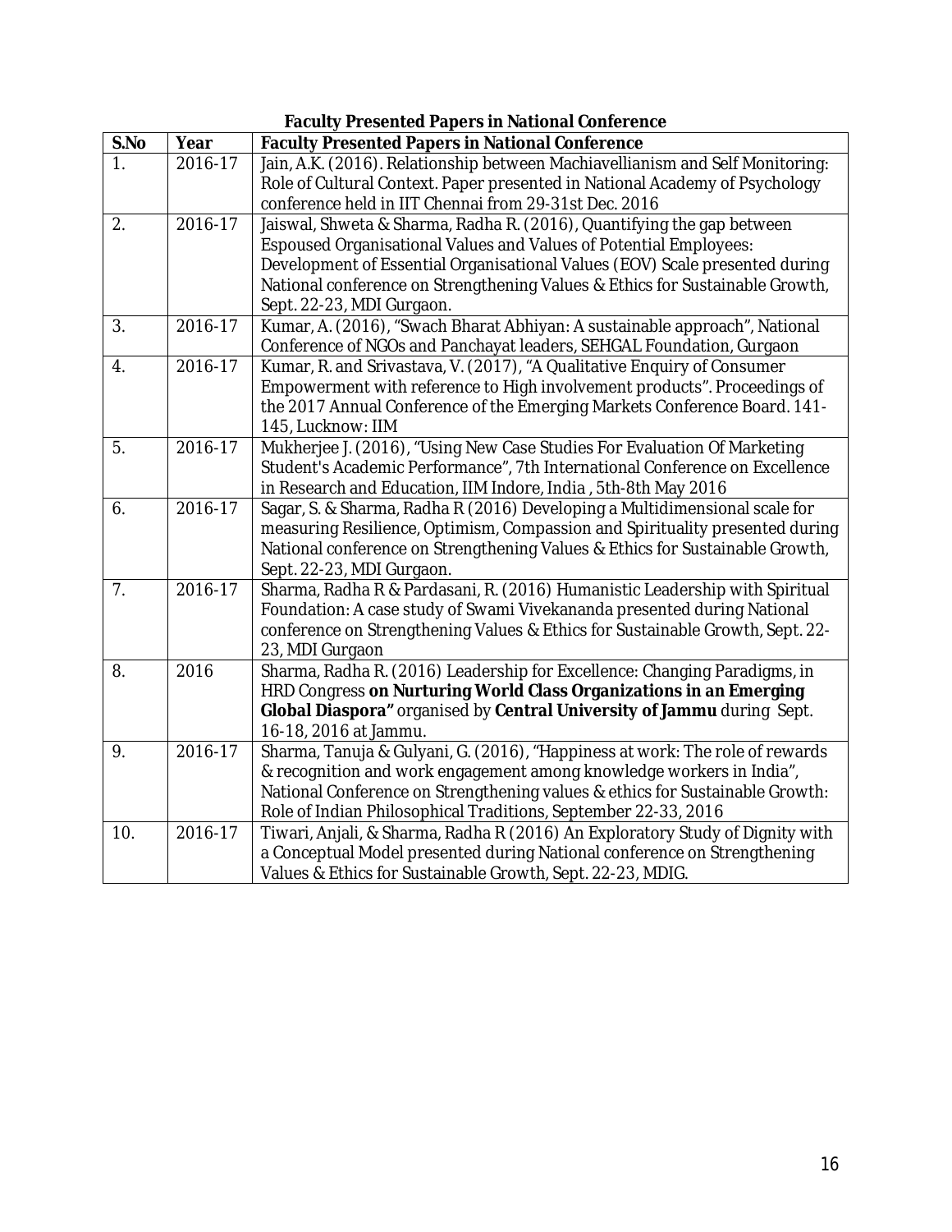**Faculty Presented Papers in National Conference**

| S.No | Year | Faculty Presented Papers in National Conference |
|---|---|---|
| 1. | 2016-17 | Jain, A.K. (2016). Relationship between Machiavellianism and Self Monitoring: Role of Cultural Context. Paper presented in National Academy of Psychology conference held in IIT Chennai from 29-31st Dec. 2016 |
| 2. | 2016-17 | Jaiswal, Shweta & Sharma, Radha R. (2016), Quantifying the gap between Espoused Organisational Values and Values of Potential Employees: Development of Essential Organisational Values (EOV) Scale presented during National conference on Strengthening Values & Ethics for Sustainable Growth, Sept. 22-23, MDI Gurgaon. |
| 3. | 2016-17 | Kumar, A. (2016), "Swach Bharat Abhiyan: A sustainable approach", National Conference of NGOs and Panchayat leaders, SEHGAL Foundation, Gurgaon |
| 4. | 2016-17 | Kumar, R. and Srivastava, V. (2017), "A Qualitative Enquiry of Consumer Empowerment with reference to High involvement products". Proceedings of the 2017 Annual Conference of the Emerging Markets Conference Board. 141-145, Lucknow: IIM |
| 5. | 2016-17 | Mukherjee J. (2016), "Using New Case Studies For Evaluation Of Marketing Student's Academic Performance", 7th International Conference on Excellence in Research and Education, IIM Indore, India , 5th-8th May 2016 |
| 6. | 2016-17 | Sagar, S. & Sharma, Radha R (2016) Developing a Multidimensional scale for measuring Resilience, Optimism, Compassion and Spirituality presented during National conference on Strengthening Values & Ethics for Sustainable Growth, Sept. 22-23, MDI Gurgaon. |
| 7. | 2016-17 | Sharma, Radha R & Pardasani, R. (2016) Humanistic Leadership with Spiritual Foundation: A case study of Swami Vivekananda presented during National conference on Strengthening Values & Ethics for Sustainable Growth, Sept. 22-23, MDI Gurgaon |
| 8. | 2016 | Sharma, Radha R. (2016) Leadership for Excellence: Changing Paradigms, in HRD Congress **on Nurturing World Class Organizations in an Emerging Global Diaspora"** organised by **Central University of Jammu** during Sept. 16-18, 2016 at Jammu. |
| 9. | 2016-17 | Sharma, Tanuja & Gulyani, G. (2016), "Happiness at work: The role of rewards & recognition and work engagement among knowledge workers in India", National Conference on Strengthening values & ethics for Sustainable Growth: Role of Indian Philosophical Traditions, September 22-33, 2016 |
| 10. | 2016-17 | Tiwari, Anjali, & Sharma, Radha R (2016) An Exploratory Study of Dignity with a Conceptual Model presented during National conference on Strengthening Values & Ethics for Sustainable Growth, Sept. 22-23, MDIG. |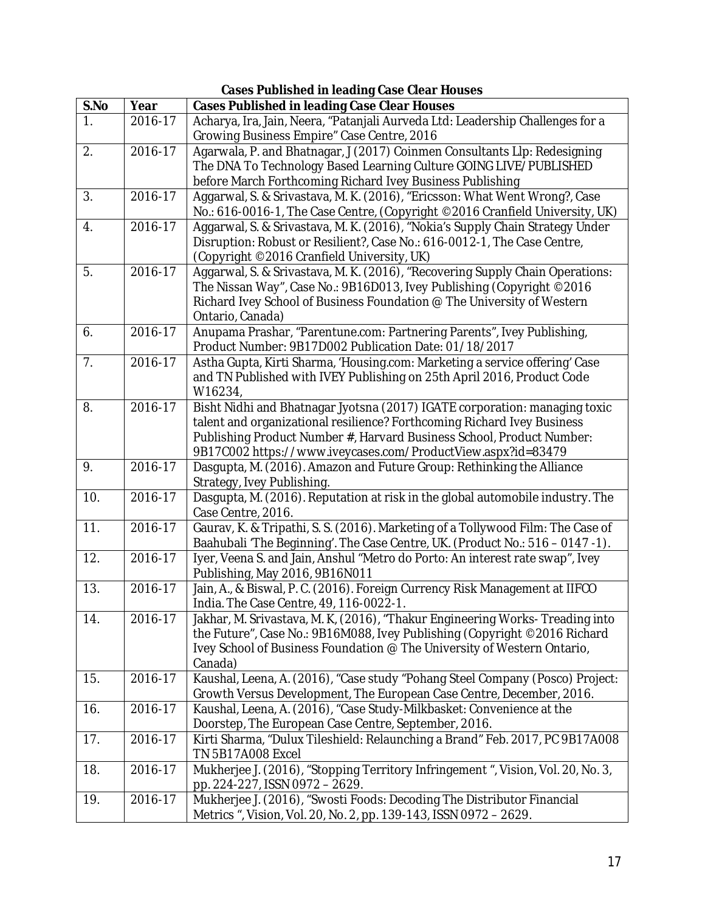**Cases Published in leading Case Clear Houses**

| S.No | Year | Cases Published in leading Case Clear Houses |
|---|---|---|
| 1. | 2016-17 | Acharya, Ira, Jain, Neera, "Patanjali Aurveda Ltd: Leadership Challenges for a Growing Business Empire" Case Centre, 2016 |
| 2. | 2016-17 | Agarwala, P. and Bhatnagar, J (2017) Coinmen Consultants Llp: Redesigning The DNA To Technology Based Learning Culture GOING LIVE/PUBLISHED before March Forthcoming Richard Ivey Business Publishing |
| 3. | 2016-17 | Aggarwal, S. & Srivastava, M. K. (2016), "Ericsson: What Went Wrong?, Case No.: 616-0016-1, The Case Centre, (Copyright ©2016 Cranfield University, UK) |
| 4. | 2016-17 | Aggarwal, S. & Srivastava, M. K. (2016), "Nokia's Supply Chain Strategy Under Disruption: Robust or Resilient?, Case No.: 616-0012-1, The Case Centre, (Copyright ©2016 Cranfield University, UK) |
| 5. | 2016-17 | Aggarwal, S. & Srivastava, M. K. (2016), "Recovering Supply Chain Operations: The Nissan Way", Case No.: 9B16D013, Ivey Publishing (Copyright ©2016 Richard Ivey School of Business Foundation @ The University of Western Ontario, Canada) |
| 6. | 2016-17 | Anupama Prashar, "Parentune.com: Partnering Parents", Ivey Publishing, Product Number: 9B17D002 Publication Date: 01/18/2017 |
| 7. | 2016-17 | Astha Gupta, Kirti Sharma, 'Housing.com: Marketing a service offering' Case and TN Published with IVEY Publishing on 25th April 2016, Product Code W16234, |
| 8. | 2016-17 | Bisht Nidhi and Bhatnagar Jyotsna (2017) IGATE corporation: managing toxic talent and organizational resilience? Forthcoming Richard Ivey Business Publishing Product Number #, Harvard Business School, Product Number: 9B17C002 https://www.iveycases.com/ProductView.aspx?id=83479 |
| 9. | 2016-17 | Dasgupta, M. (2016). Amazon and Future Group: Rethinking the Alliance Strategy, Ivey Publishing. |
| 10. | 2016-17 | Dasgupta, M. (2016). Reputation at risk in the global automobile industry. The Case Centre, 2016. |
| 11. | 2016-17 | Gaurav, K. & Tripathi, S. S. (2016). Marketing of a Tollywood Film: The Case of Baahubali 'The Beginning'. The Case Centre, UK. (Product No.: 516 – 0147 -1). |
| 12. | 2016-17 | Iyer, Veena S. and Jain, Anshul "Metro do Porto: An interest rate swap", Ivey Publishing, May 2016, 9B16N011 |
| 13. | 2016-17 | Jain, A., & Biswal, P. C. (2016). Foreign Currency Risk Management at IIFCO India. The Case Centre, 49, 116-0022-1. |
| 14. | 2016-17 | Jakhar, M. Srivastava, M. K, (2016), "Thakur Engineering Works- Treading into the Future", Case No.: 9B16M088, Ivey Publishing (Copyright ©2016 Richard Ivey School of Business Foundation @ The University of Western Ontario, Canada) |
| 15. | 2016-17 | Kaushal, Leena, A. (2016), "Case study "Pohang Steel Company (Posco) Project: Growth Versus Development, The European Case Centre, December, 2016. |
| 16. | 2016-17 | Kaushal, Leena, A. (2016), "Case Study-Milkbasket: Convenience at the Doorstep, The European Case Centre, September, 2016. |
| 17. | 2016-17 | Kirti Sharma, "Dulux Tileshield: Relaunching a Brand" Feb. 2017, PC 9B17A008 TN 5B17A008 Excel |
| 18. | 2016-17 | Mukherjee J. (2016), "Stopping Territory Infringement ", Vision, Vol. 20, No. 3, pp. 224-227, ISSN 0972 – 2629. |
| 19. | 2016-17 | Mukherjee J. (2016), "Swosti Foods: Decoding The Distributor Financial Metrics ", Vision, Vol. 20, No. 2, pp. 139-143, ISSN 0972 – 2629. |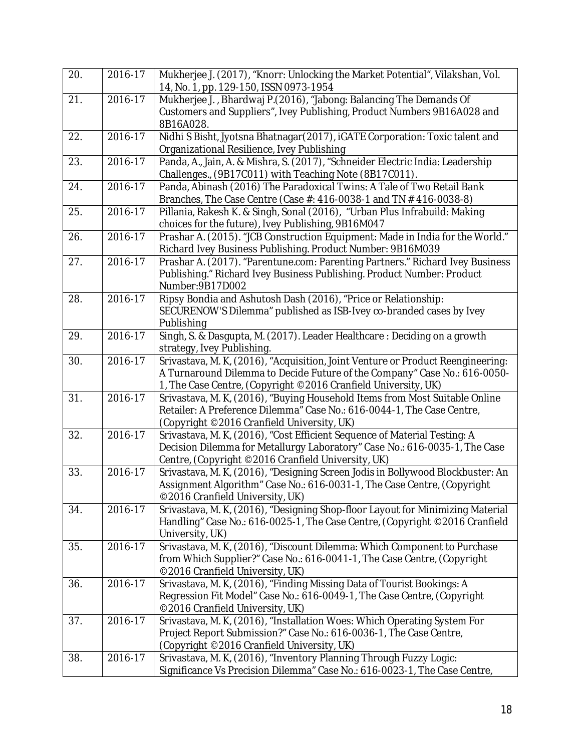| 20. | 2016-17 | Mukherjee J. (2017), "Knorr: Unlocking the Market Potential", Vilakshan, Vol. 14, No. 1, pp. 129-150, ISSN 0973-1954 |
|---|---|---|
| 21. | 2016-17 | Mukherjee J. , Bhardwaj P.(2016), "Jabong: Balancing The Demands Of Customers and Suppliers", Ivey Publishing, Product Numbers 9B16A028 and 8B16A028. |
| 22. | 2016-17 | Nidhi S Bisht, Jyotsna Bhatnagar(2017), iGATE Corporation: Toxic talent and Organizational Resilience, Ivey Publishing |
| 23. | 2016-17 | Panda, A., Jain, A. & Mishra, S. (2017), "Schneider Electric India: Leadership Challenges., (9B17C011) with Teaching Note (8B17C011). |
| 24. | 2016-17 | Panda, Abinash (2016) The Paradoxical Twins: A Tale of Two Retail Bank Branches, The Case Centre (Case #: 416-0038-1 and TN # 416-0038-8) |
| 25. | 2016-17 | Pillania, Rakesh K. & Singh, Sonal (2016), "Urban Plus Infrabuild: Making choices for the future), Ivey Publishing, 9B16M047 |
| 26. | 2016-17 | Prashar A. (2015). "JCB Construction Equipment: Made in India for the World." Richard Ivey Business Publishing. Product Number: 9B16M039 |
| 27. | 2016-17 | Prashar A. (2017). "Parentune.com: Parenting Partners." Richard Ivey Business Publishing." Richard Ivey Business Publishing. Product Number: Product Number:9B17D002 |
| 28. | 2016-17 | Ripsy Bondia and Ashutosh Dash (2016), "Price or Relationship: SECURENOW'S Dilemma" published as ISB-Ivey co-branded cases by Ivey Publishing |
| 29. | 2016-17 | Singh, S. & Dasgupta, M. (2017). Leader Healthcare : Deciding on a growth strategy, Ivey Publishing. |
| 30. | 2016-17 | Srivastava, M. K, (2016), "Acquisition, Joint Venture or Product Reengineering: A Turnaround Dilemma to Decide Future of the Company" Case No.: 616-0050-1, The Case Centre, (Copyright ©2016 Cranfield University, UK) |
| 31. | 2016-17 | Srivastava, M. K, (2016), "Buying Household Items from Most Suitable Online Retailer: A Preference Dilemma" Case No.: 616-0044-1, The Case Centre, (Copyright ©2016 Cranfield University, UK) |
| 32. | 2016-17 | Srivastava, M. K, (2016), "Cost Efficient Sequence of Material Testing: A Decision Dilemma for Metallurgy Laboratory" Case No.: 616-0035-1, The Case Centre, (Copyright ©2016 Cranfield University, UK) |
| 33. | 2016-17 | Srivastava, M. K, (2016), "Designing Screen Jodis in Bollywood Blockbuster: An Assignment Algorithm" Case No.: 616-0031-1, The Case Centre, (Copyright ©2016 Cranfield University, UK) |
| 34. | 2016-17 | Srivastava, M. K, (2016), "Designing Shop-floor Layout for Minimizing Material Handling" Case No.: 616-0025-1, The Case Centre, (Copyright ©2016 Cranfield University, UK) |
| 35. | 2016-17 | Srivastava, M. K, (2016), "Discount Dilemma: Which Component to Purchase from Which Supplier?" Case No.: 616-0041-1, The Case Centre, (Copyright ©2016 Cranfield University, UK) |
| 36. | 2016-17 | Srivastava, M. K, (2016), "Finding Missing Data of Tourist Bookings: A Regression Fit Model" Case No.: 616-0049-1, The Case Centre, (Copyright ©2016 Cranfield University, UK) |
| 37. | 2016-17 | Srivastava, M. K, (2016), "Installation Woes: Which Operating System For Project Report Submission?" Case No.: 616-0036-1, The Case Centre, (Copyright ©2016 Cranfield University, UK) |
| 38. | 2016-17 | Srivastava, M. K, (2016), "Inventory Planning Through Fuzzy Logic: Significance Vs Precision Dilemma" Case No.: 616-0023-1, The Case Centre, |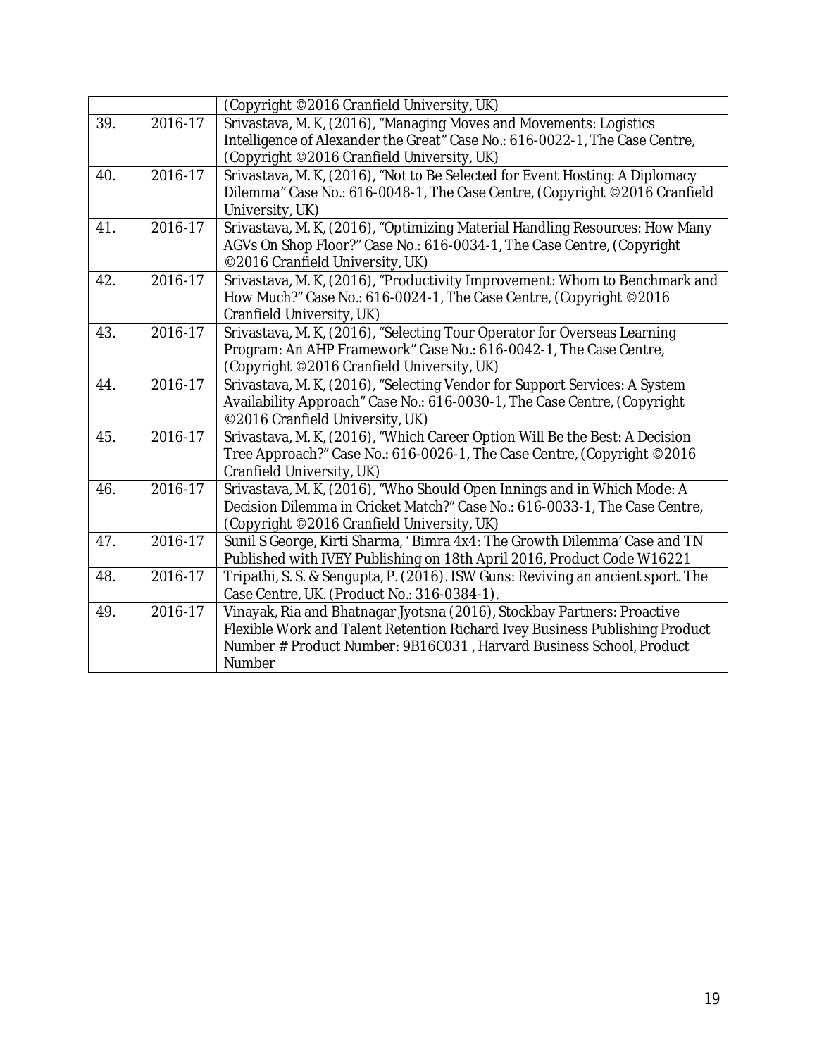| | | |
|---|---|---|
| | | (Copyright ©2016 Cranfield University, UK) |
| 39. | 2016-17 | Srivastava, M. K, (2016), "Managing Moves and Movements: Logistics Intelligence of Alexander the Great" Case No.: 616-0022-1, The Case Centre, (Copyright ©2016 Cranfield University, UK) |
| 40. | 2016-17 | Srivastava, M. K, (2016), "Not to Be Selected for Event Hosting: A Diplomacy Dilemma" Case No.: 616-0048-1, The Case Centre, (Copyright ©2016 Cranfield University, UK) |
| 41. | 2016-17 | Srivastava, M. K, (2016), "Optimizing Material Handling Resources: How Many AGVs On Shop Floor?" Case No.: 616-0034-1, The Case Centre, (Copyright ©2016 Cranfield University, UK) |
| 42. | 2016-17 | Srivastava, M. K, (2016), "Productivity Improvement: Whom to Benchmark and How Much?" Case No.: 616-0024-1, The Case Centre, (Copyright ©2016 Cranfield University, UK) |
| 43. | 2016-17 | Srivastava, M. K, (2016), "Selecting Tour Operator for Overseas Learning Program: An AHP Framework" Case No.: 616-0042-1, The Case Centre, (Copyright ©2016 Cranfield University, UK) |
| 44. | 2016-17 | Srivastava, M. K, (2016), "Selecting Vendor for Support Services: A System Availability Approach" Case No.: 616-0030-1, The Case Centre, (Copyright ©2016 Cranfield University, UK) |
| 45. | 2016-17 | Srivastava, M. K, (2016), "Which Career Option Will Be the Best: A Decision Tree Approach?" Case No.: 616-0026-1, The Case Centre, (Copyright ©2016 Cranfield University, UK) |
| 46. | 2016-17 | Srivastava, M. K, (2016), "Who Should Open Innings and in Which Mode: A Decision Dilemma in Cricket Match?" Case No.: 616-0033-1, The Case Centre, (Copyright ©2016 Cranfield University, UK) |
| 47. | 2016-17 | Sunil S George, Kirti Sharma, ' Bimra 4x4: The Growth Dilemma' Case and TN Published with IVEY Publishing on 18th April 2016, Product Code W16221 |
| 48. | 2016-17 | Tripathi, S. S. & Sengupta, P. (2016). ISW Guns: Reviving an ancient sport. The Case Centre, UK. (Product No.: 316-0384-1). |
| 49. | 2016-17 | Vinayak, Ria and Bhatnagar Jyotsna (2016), Stockbay Partners: Proactive Flexible Work and Talent Retention Richard Ivey Business Publishing Product Number # Product Number: 9B16C031 , Harvard Business School, Product Number |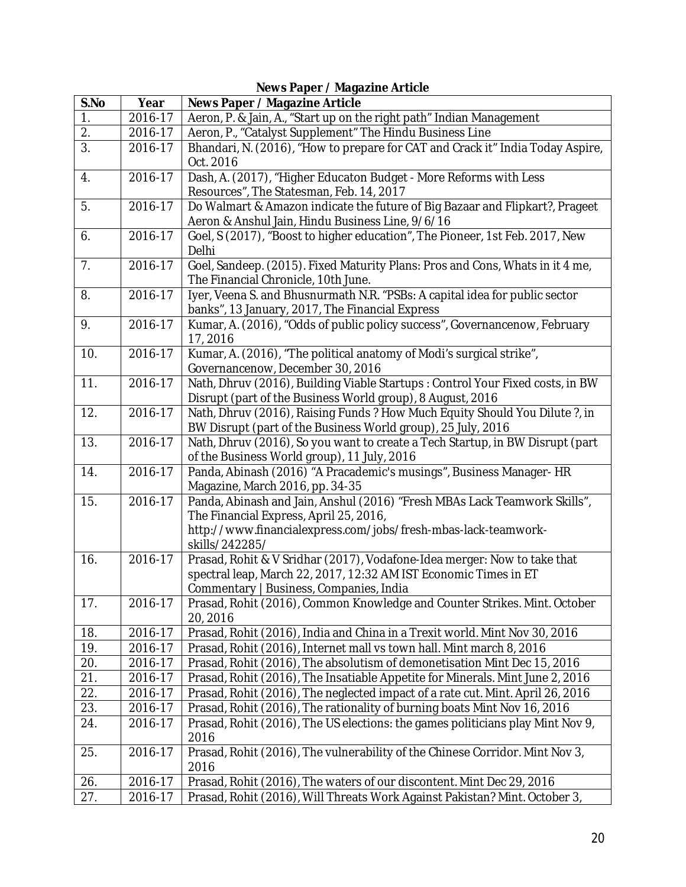**News Paper / Magazine Article**

| S.No | Year | News Paper / Magazine Article |
|---|---|---|
| 1. | 2016-17 | Aeron, P. & Jain, A., "Start up on the right path" Indian Management |
| 2. | 2016-17 | Aeron, P., "Catalyst Supplement" The Hindu Business Line |
| 3. | 2016-17 | Bhandari, N. (2016), "How to prepare for CAT and Crack it" India Today Aspire, Oct. 2016 |
| 4. | 2016-17 | Dash, A. (2017), "Higher Educaton Budget - More Reforms with Less Resources", The Statesman, Feb. 14, 2017 |
| 5. | 2016-17 | Do Walmart & Amazon indicate the future of Big Bazaar and Flipkart?, Prageet Aeron & Anshul Jain, Hindu Business Line, 9/6/16 |
| 6. | 2016-17 | Goel, S (2017), "Boost to higher education", The Pioneer, 1st Feb. 2017, New Delhi |
| 7. | 2016-17 | Goel, Sandeep. (2015). Fixed Maturity Plans: Pros and Cons, Whats in it 4 me, The Financial Chronicle, 10th June. |
| 8. | 2016-17 | Iyer, Veena S. and Bhusnurmath N.R. "PSBs: A capital idea for public sector banks", 13 January, 2017, The Financial Express |
| 9. | 2016-17 | Kumar, A. (2016), "Odds of public policy success", Governancenow, February 17, 2016 |
| 10. | 2016-17 | Kumar, A. (2016), "The political anatomy of Modi's surgical strike", Governancenow, December 30, 2016 |
| 11. | 2016-17 | Nath, Dhruv (2016), Building Viable Startups : Control Your Fixed costs, in BW Disrupt (part of the Business World group), 8 August, 2016 |
| 12. | 2016-17 | Nath, Dhruv (2016), Raising Funds ? How Much Equity Should You Dilute ?, in BW Disrupt (part of the Business World group), 25 July, 2016 |
| 13. | 2016-17 | Nath, Dhruv (2016), So you want to create a Tech Startup, in BW Disrupt (part of the Business World group), 11 July, 2016 |
| 14. | 2016-17 | Panda, Abinash (2016) "A Pracademic's musings", Business Manager- HR Magazine, March 2016, pp. 34-35 |
| 15. | 2016-17 | Panda, Abinash and Jain, Anshul (2016) "Fresh MBAs Lack Teamwork Skills", The Financial Express, April 25, 2016, http://www.financialexpress.com/jobs/fresh-mbas-lack-teamwork-skills/242285/ |
| 16. | 2016-17 | Prasad, Rohit & V Sridhar (2017), Vodafone-Idea merger: Now to take that spectral leap, March 22, 2017, 12:32 AM IST Economic Times in ET Commentary \| Business, Companies, India |
| 17. | 2016-17 | Prasad, Rohit (2016), Common Knowledge and Counter Strikes. Mint. October 20, 2016 |
| 18. | 2016-17 | Prasad, Rohit (2016), India and China in a Trexit world. Mint Nov 30, 2016 |
| 19. | 2016-17 | Prasad, Rohit (2016), Internet mall vs town hall. Mint march 8, 2016 |
| 20. | 2016-17 | Prasad, Rohit (2016), The absolutism of demonetisation Mint Dec 15, 2016 |
| 21. | 2016-17 | Prasad, Rohit (2016), The Insatiable Appetite for Minerals. Mint June 2, 2016 |
| 22. | 2016-17 | Prasad, Rohit (2016), The neglected impact of a rate cut. Mint. April 26, 2016 |
| 23. | 2016-17 | Prasad, Rohit (2016), The rationality of burning boats Mint Nov 16, 2016 |
| 24. | 2016-17 | Prasad, Rohit (2016), The US elections: the games politicians play Mint Nov 9, 2016 |
| 25. | 2016-17 | Prasad, Rohit (2016), The vulnerability of the Chinese Corridor. Mint Nov 3, 2016 |
| 26. | 2016-17 | Prasad, Rohit (2016), The waters of our discontent. Mint Dec 29, 2016 |
| 27. | 2016-17 | Prasad, Rohit (2016), Will Threats Work Against Pakistan? Mint. October 3, |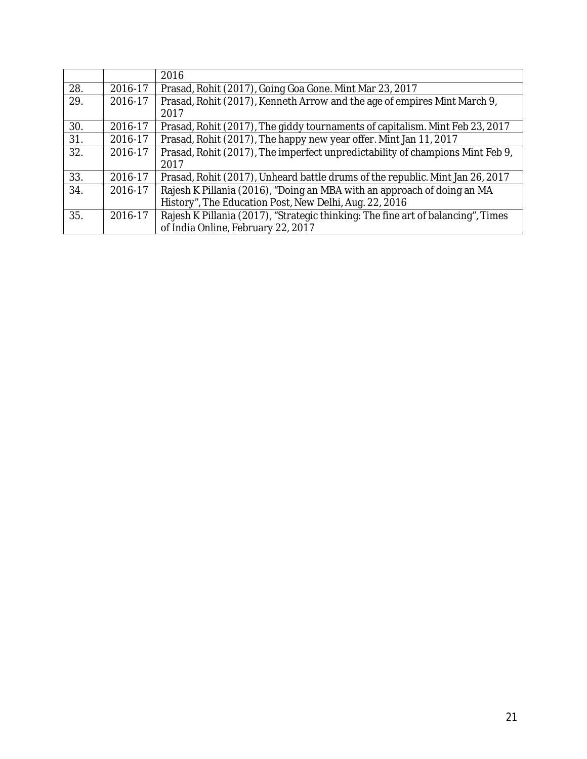| | | |
|---|---|---|
| | | 2016 |
| 28. | 2016-17 | Prasad, Rohit (2017), Going Goa Gone. Mint Mar 23, 2017 |
| 29. | 2016-17 | Prasad, Rohit (2017), Kenneth Arrow and the age of empires Mint March 9, 2017 |
| 30. | 2016-17 | Prasad, Rohit (2017), The giddy tournaments of capitalism. Mint Feb 23, 2017 |
| 31. | 2016-17 | Prasad, Rohit (2017), The happy new year offer. Mint Jan 11, 2017 |
| 32. | 2016-17 | Prasad, Rohit (2017), The imperfect unpredictability of champions Mint Feb 9, 2017 |
| 33. | 2016-17 | Prasad, Rohit (2017), Unheard battle drums of the republic. Mint Jan 26, 2017 |
| 34. | 2016-17 | Rajesh K Pillania (2016), "Doing an MBA with an approach of doing an MA History", The Education Post, New Delhi, Aug. 22, 2016 |
| 35. | 2016-17 | Rajesh K Pillania (2017), "Strategic thinking: The fine art of balancing", Times of India Online, February 22, 2017 |